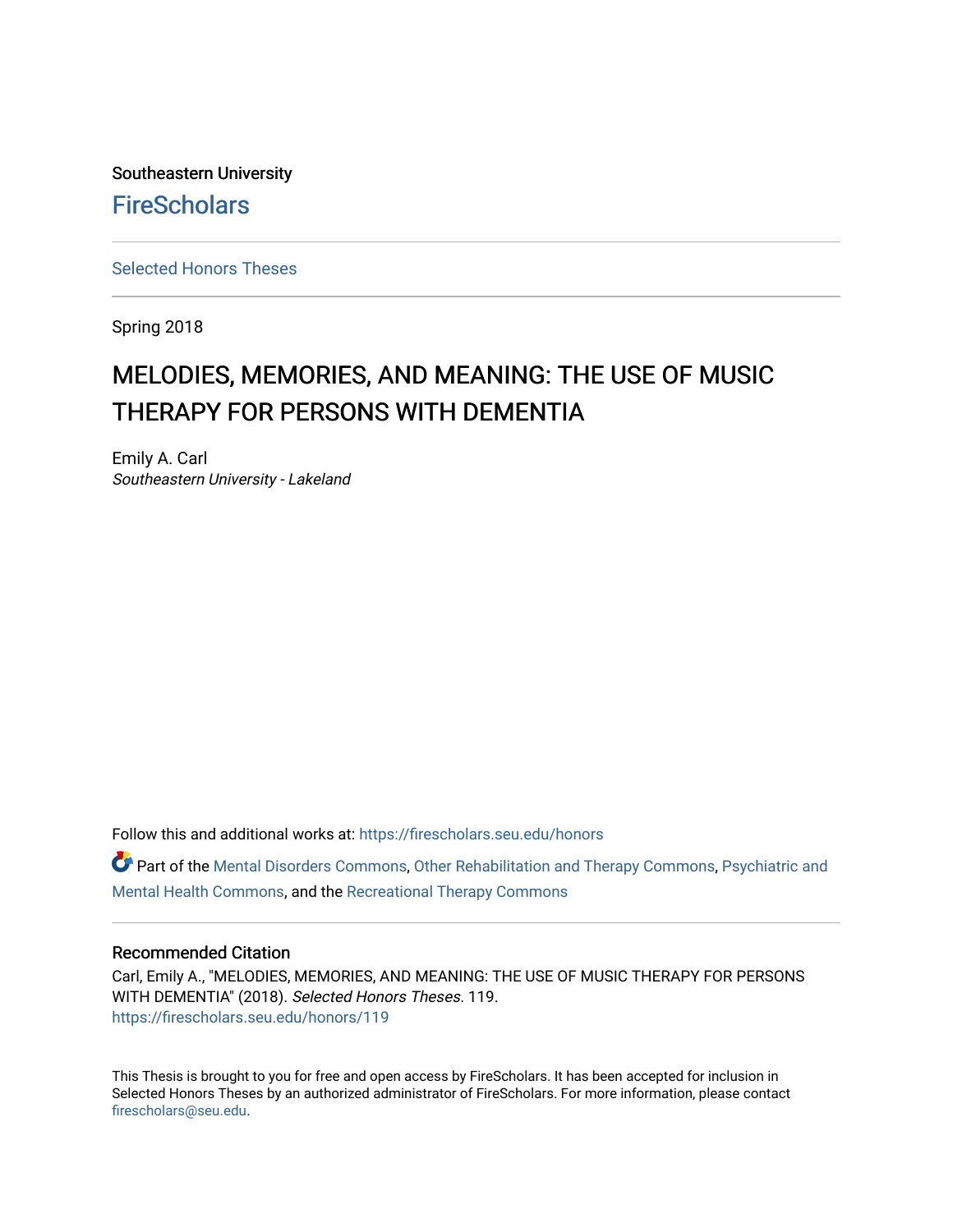Southeastern University

# FireScholars

Selected Honors Theses

---

Spring 2018

# MELODIES, MEMORIES, AND MEANING: THE USE OF MUSIC THERAPY FOR PERSONS WITH DEMENTIA

Emily A. Carl
*Southeastern University - Lakeland*

Follow this and additional works at: https://firescholars.seu.edu/honors

Part of the Mental Disorders Commons, Other Rehabilitation and Therapy Commons, Psychiatric and Mental Health Commons, and the Recreational Therapy Commons

---

### Recommended Citation

Carl, Emily A., "MELODIES, MEMORIES, AND MEANING: THE USE OF MUSIC THERAPY FOR PERSONS WITH DEMENTIA" (2018). *Selected Honors Theses*. 119.
https://firescholars.seu.edu/honors/119

This Thesis is brought to you for free and open access by FireScholars. It has been accepted for inclusion in Selected Honors Theses by an authorized administrator of FireScholars. For more information, please contact firescholars@seu.edu.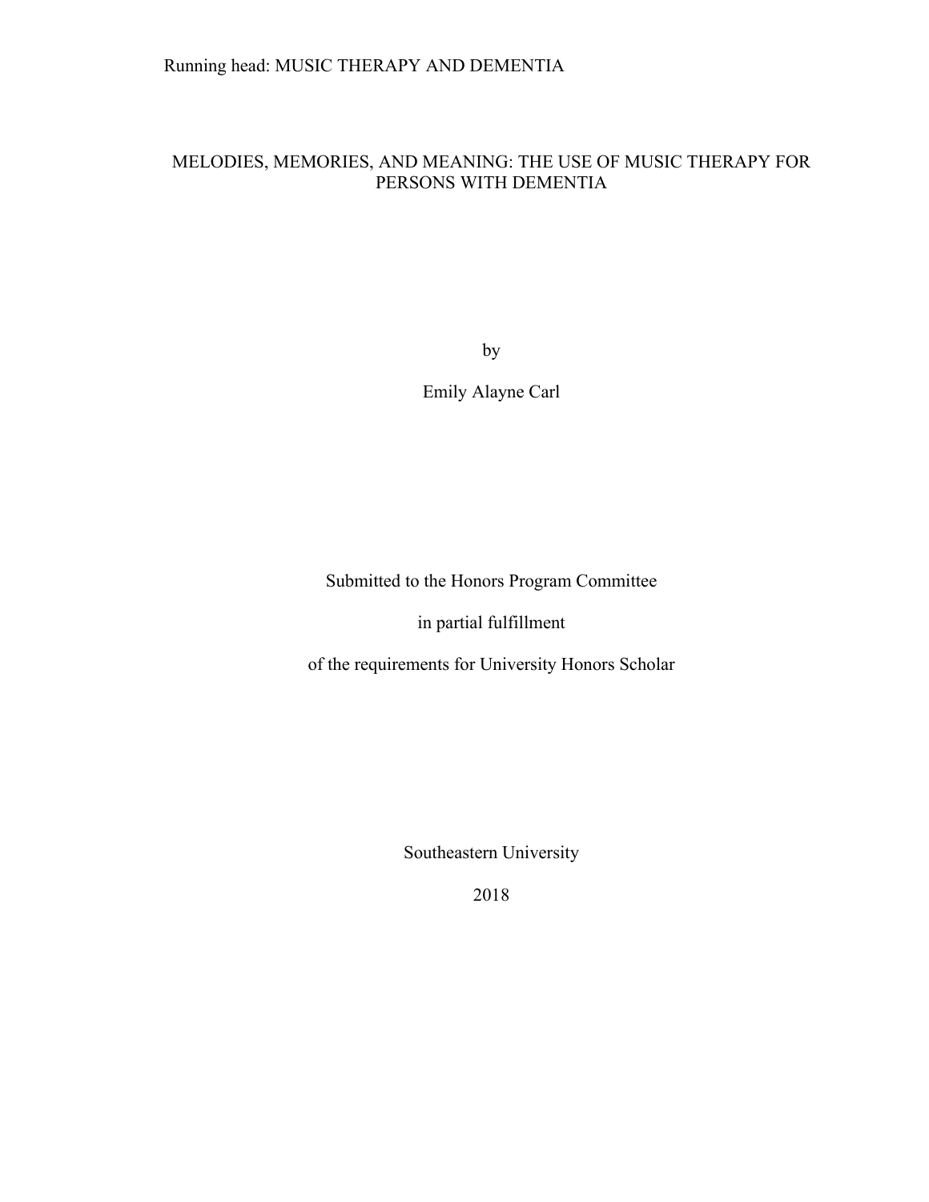# MELODIES, MEMORIES, AND MEANING: THE USE OF MUSIC THERAPY FOR PERSONS WITH DEMENTIA

by

Emily Alayne Carl

Submitted to the Honors Program Committee

in partial fulfillment

of the requirements for University Honors Scholar

Southeastern University

2018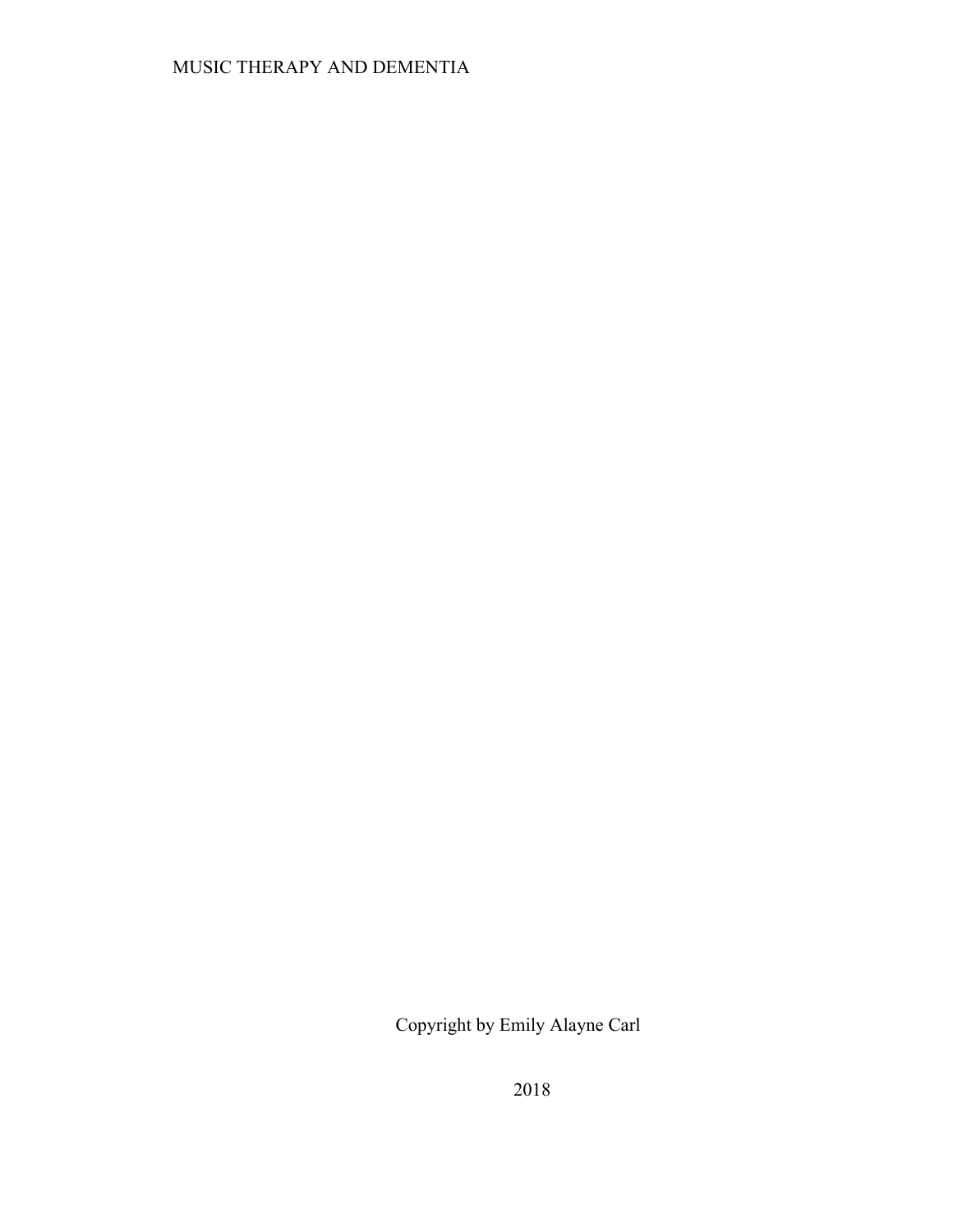Copyright by Emily Alayne Carl

2018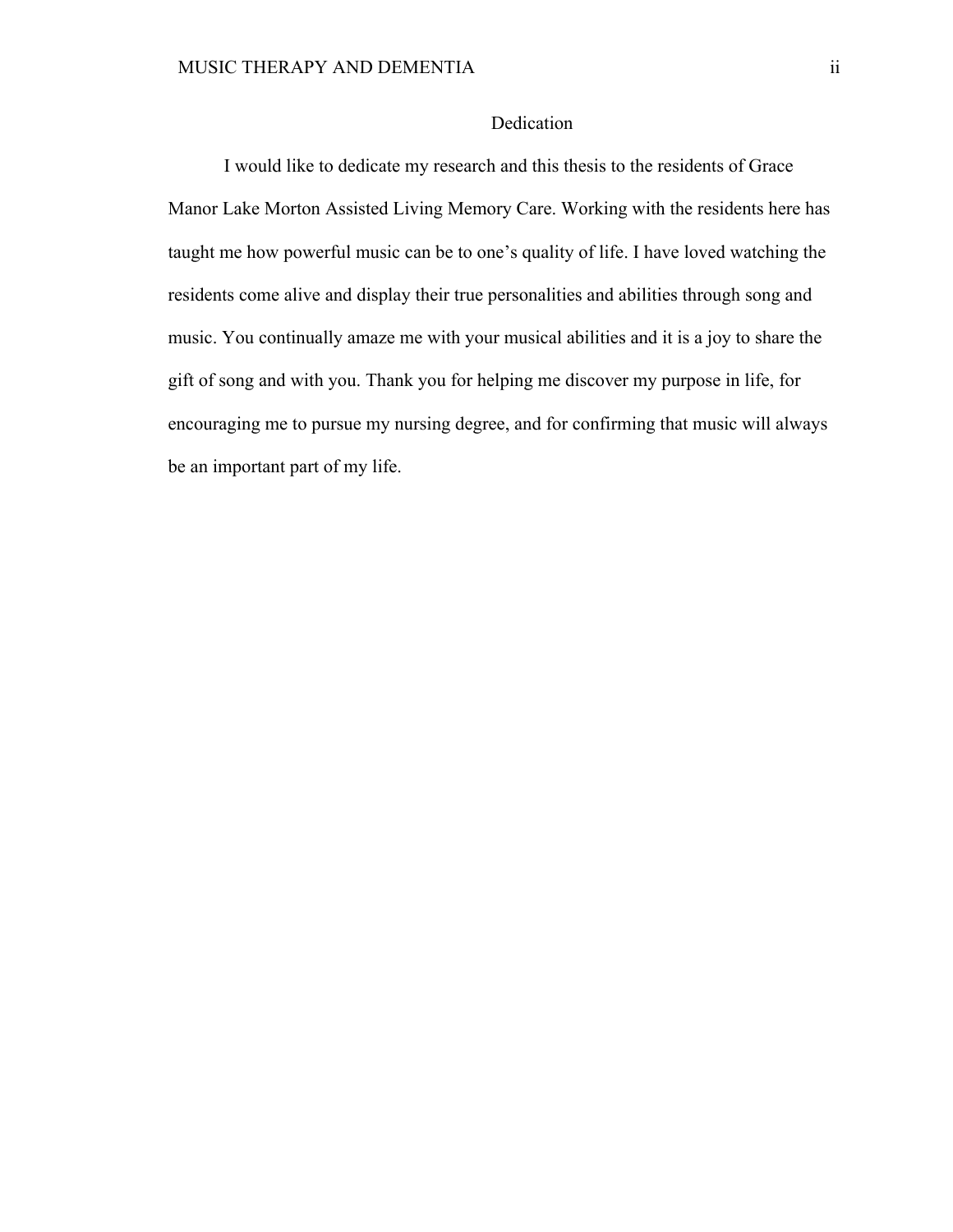# Dedication

I would like to dedicate my research and this thesis to the residents of Grace Manor Lake Morton Assisted Living Memory Care. Working with the residents here has taught me how powerful music can be to one's quality of life. I have loved watching the residents come alive and display their true personalities and abilities through song and music. You continually amaze me with your musical abilities and it is a joy to share the gift of song and with you. Thank you for helping me discover my purpose in life, for encouraging me to pursue my nursing degree, and for confirming that music will always be an important part of my life.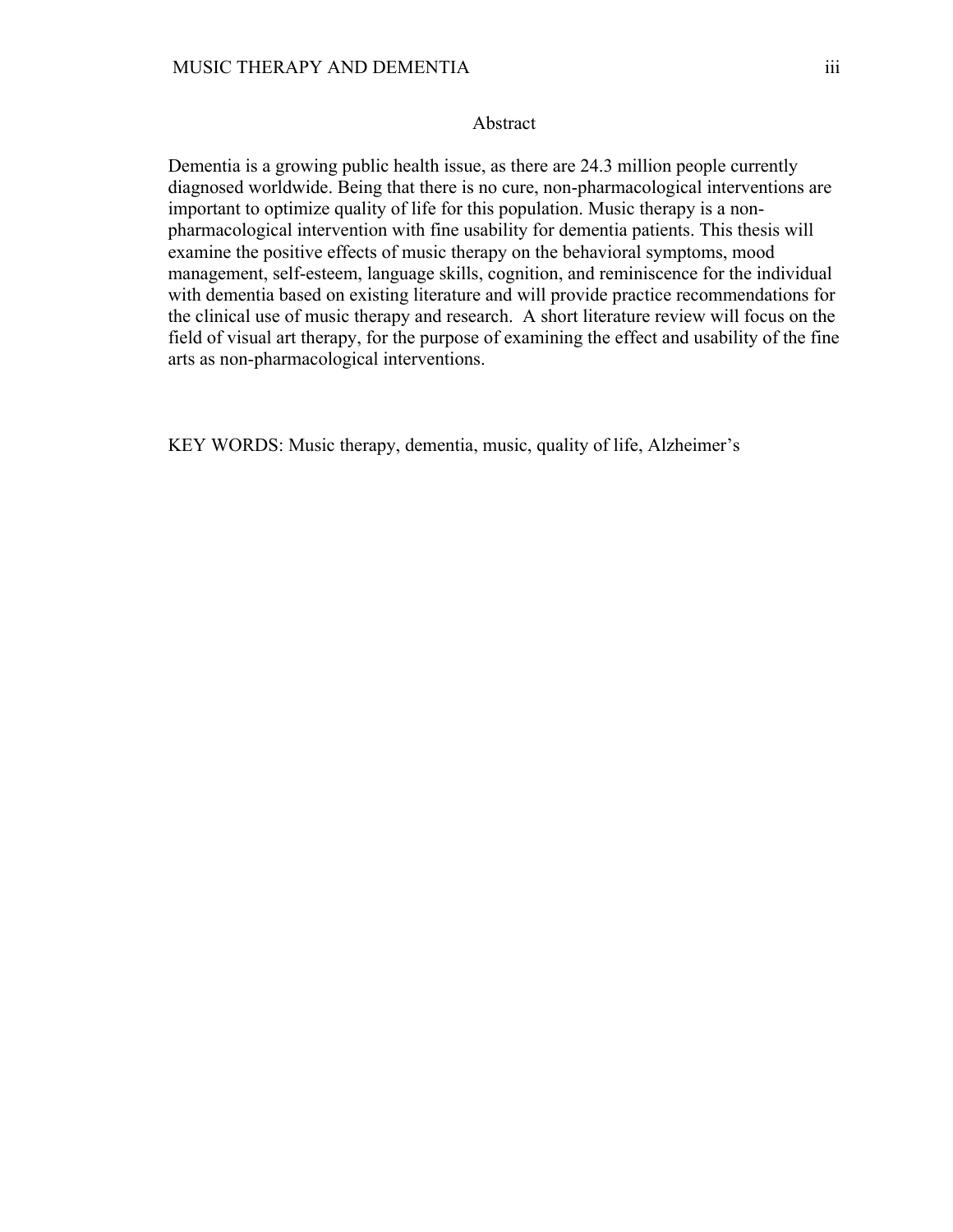## Abstract

Dementia is a growing public health issue, as there are 24.3 million people currently diagnosed worldwide. Being that there is no cure, non-pharmacological interventions are important to optimize quality of life for this population. Music therapy is a non-pharmacological intervention with fine usability for dementia patients. This thesis will examine the positive effects of music therapy on the behavioral symptoms, mood management, self-esteem, language skills, cognition, and reminiscence for the individual with dementia based on existing literature and will provide practice recommendations for the clinical use of music therapy and research. A short literature review will focus on the field of visual art therapy, for the purpose of examining the effect and usability of the fine arts as non-pharmacological interventions.

KEY WORDS: Music therapy, dementia, music, quality of life, Alzheimer's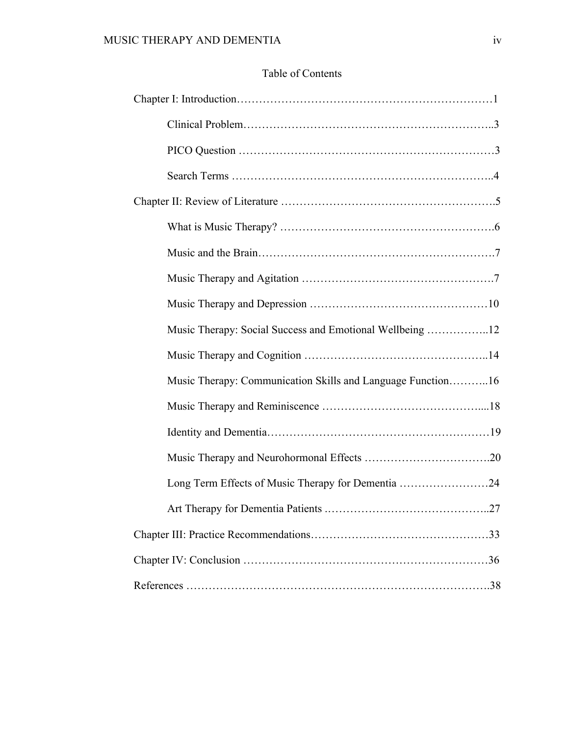## Table of Contents

Chapter I: Introduction……………………………………………………………1

- Clinical Problem……………………………………………………..3
- PICO Question ……………………………………………………………3
- Search Terms ……………………………………………………………..4

Chapter II: Review of Literature ……………………………………………….5

- What is Music Therapy? ……………………………………………….6
- Music and the Brain…………………………………………………….7
- Music Therapy and Agitation ………………………………………….7
- Music Therapy and Depression ………………………………………10
- Music Therapy: Social Success and Emotional Wellbeing ……………..12
- Music Therapy and Cognition ………………………………………..14
- Music Therapy: Communication Skills and Language Function………..16
- Music Therapy and Reminiscence …………………………………....18
- Identity and Dementia…………………………………………………19
- Music Therapy and Neurohormonal Effects …………………………….20
- Long Term Effects of Music Therapy for Dementia ……………………24
- Art Therapy for Dementia Patients .……………………………………..27

Chapter III: Practice Recommendations………………………………………33

Chapter IV: Conclusion …………………………………………………………36

References ………………………………………………………………………….38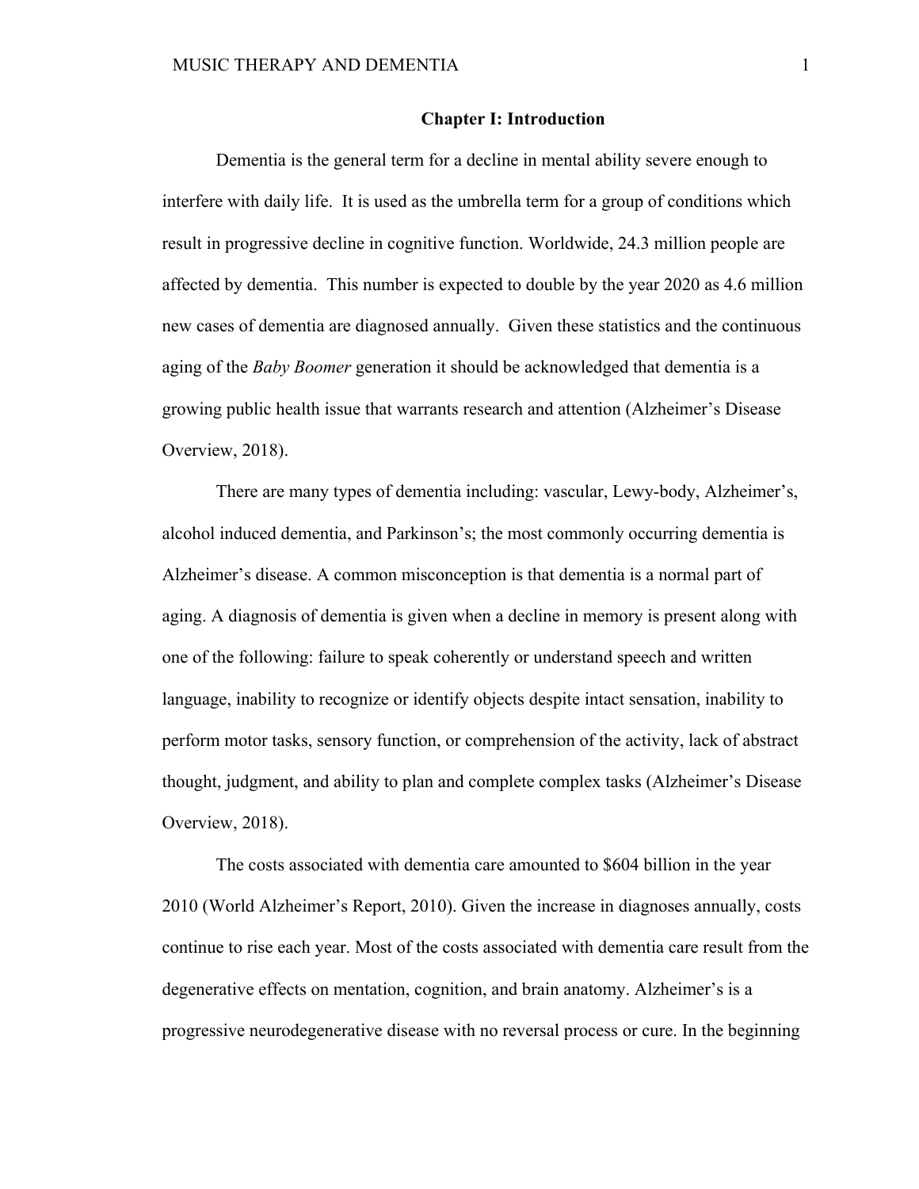# Chapter I: Introduction

Dementia is the general term for a decline in mental ability severe enough to interfere with daily life. It is used as the umbrella term for a group of conditions which result in progressive decline in cognitive function. Worldwide, 24.3 million people are affected by dementia. This number is expected to double by the year 2020 as 4.6 million new cases of dementia are diagnosed annually. Given these statistics and the continuous aging of the *Baby Boomer* generation it should be acknowledged that dementia is a growing public health issue that warrants research and attention (Alzheimer's Disease Overview, 2018).

There are many types of dementia including: vascular, Lewy-body, Alzheimer's, alcohol induced dementia, and Parkinson's; the most commonly occurring dementia is Alzheimer's disease. A common misconception is that dementia is a normal part of aging. A diagnosis of dementia is given when a decline in memory is present along with one of the following: failure to speak coherently or understand speech and written language, inability to recognize or identify objects despite intact sensation, inability to perform motor tasks, sensory function, or comprehension of the activity, lack of abstract thought, judgment, and ability to plan and complete complex tasks (Alzheimer's Disease Overview, 2018).

The costs associated with dementia care amounted to $604 billion in the year 2010 (World Alzheimer's Report, 2010). Given the increase in diagnoses annually, costs continue to rise each year. Most of the costs associated with dementia care result from the degenerative effects on mentation, cognition, and brain anatomy. Alzheimer's is a progressive neurodegenerative disease with no reversal process or cure. In the beginning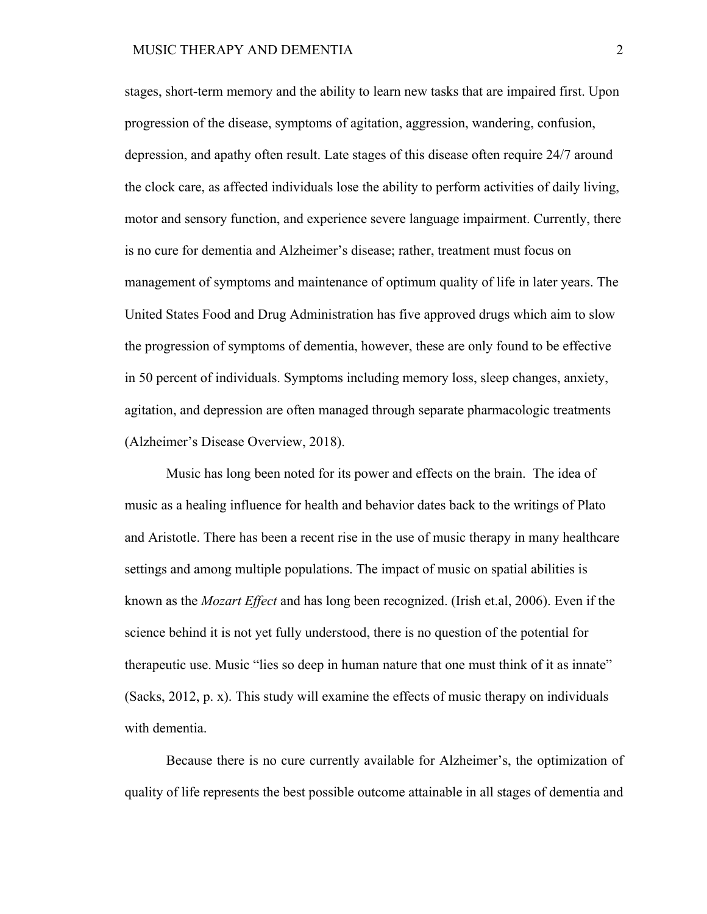stages, short-term memory and the ability to learn new tasks that are impaired first. Upon progression of the disease, symptoms of agitation, aggression, wandering, confusion, depression, and apathy often result. Late stages of this disease often require 24/7 around the clock care, as affected individuals lose the ability to perform activities of daily living, motor and sensory function, and experience severe language impairment. Currently, there is no cure for dementia and Alzheimer's disease; rather, treatment must focus on management of symptoms and maintenance of optimum quality of life in later years. The United States Food and Drug Administration has five approved drugs which aim to slow the progression of symptoms of dementia, however, these are only found to be effective in 50 percent of individuals. Symptoms including memory loss, sleep changes, anxiety, agitation, and depression are often managed through separate pharmacologic treatments (Alzheimer's Disease Overview, 2018).

Music has long been noted for its power and effects on the brain. The idea of music as a healing influence for health and behavior dates back to the writings of Plato and Aristotle. There has been a recent rise in the use of music therapy in many healthcare settings and among multiple populations. The impact of music on spatial abilities is known as the *Mozart Effect* and has long been recognized. (Irish et.al, 2006). Even if the science behind it is not yet fully understood, there is no question of the potential for therapeutic use. Music "lies so deep in human nature that one must think of it as innate" (Sacks, 2012, p. x). This study will examine the effects of music therapy on individuals with dementia.

Because there is no cure currently available for Alzheimer's, the optimization of quality of life represents the best possible outcome attainable in all stages of dementia and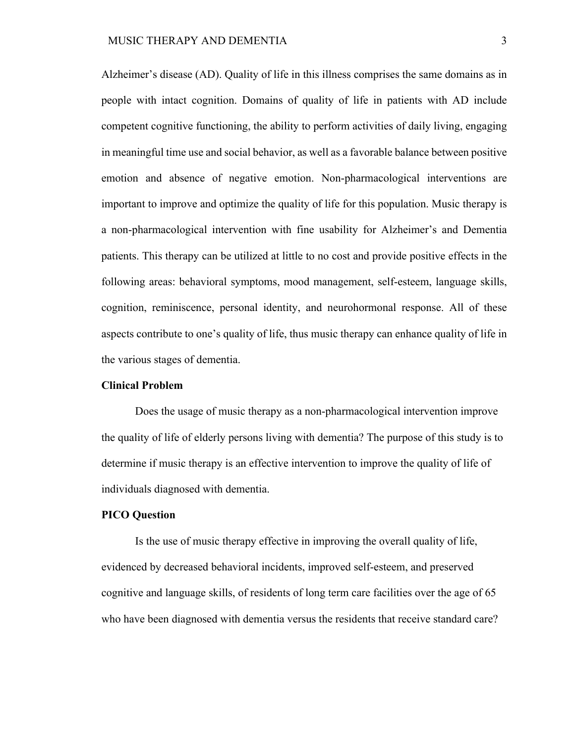Alzheimer's disease (AD). Quality of life in this illness comprises the same domains as in people with intact cognition. Domains of quality of life in patients with AD include competent cognitive functioning, the ability to perform activities of daily living, engaging in meaningful time use and social behavior, as well as a favorable balance between positive emotion and absence of negative emotion. Non-pharmacological interventions are important to improve and optimize the quality of life for this population. Music therapy is a non-pharmacological intervention with fine usability for Alzheimer's and Dementia patients. This therapy can be utilized at little to no cost and provide positive effects in the following areas: behavioral symptoms, mood management, self-esteem, language skills, cognition, reminiscence, personal identity, and neurohormonal response. All of these aspects contribute to one's quality of life, thus music therapy can enhance quality of life in the various stages of dementia.

## Clinical Problem

Does the usage of music therapy as a non-pharmacological intervention improve the quality of life of elderly persons living with dementia? The purpose of this study is to determine if music therapy is an effective intervention to improve the quality of life of individuals diagnosed with dementia.

## PICO Question

Is the use of music therapy effective in improving the overall quality of life, evidenced by decreased behavioral incidents, improved self-esteem, and preserved cognitive and language skills, of residents of long term care facilities over the age of 65 who have been diagnosed with dementia versus the residents that receive standard care?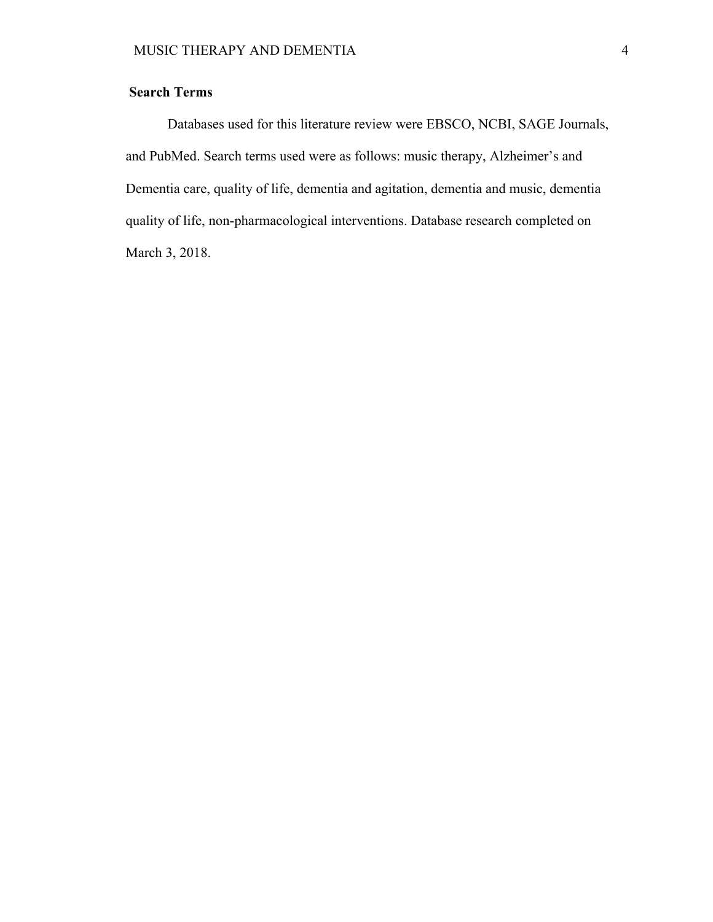## Search Terms

Databases used for this literature review were EBSCO, NCBI, SAGE Journals, and PubMed. Search terms used were as follows: music therapy, Alzheimer's and Dementia care, quality of life, dementia and agitation, dementia and music, dementia quality of life, non-pharmacological interventions. Database research completed on March 3, 2018.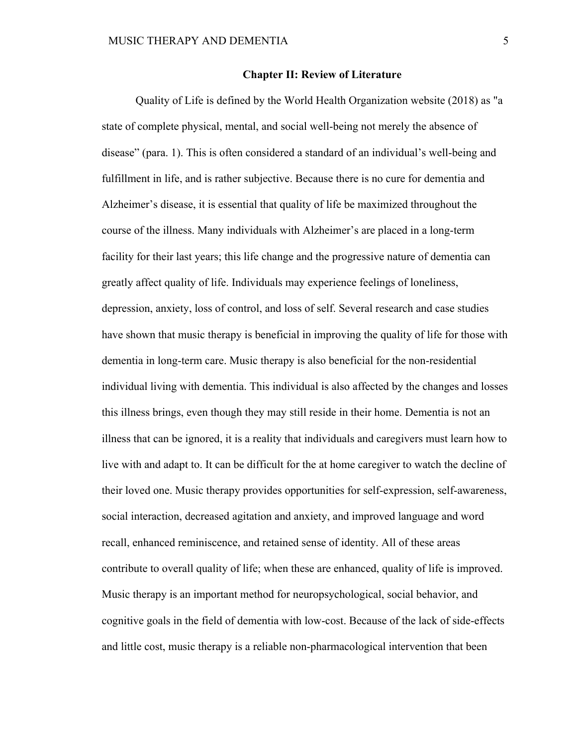## Chapter II: Review of Literature

Quality of Life is defined by the World Health Organization website (2018) as "a state of complete physical, mental, and social well-being not merely the absence of disease" (para. 1). This is often considered a standard of an individual's well-being and fulfillment in life, and is rather subjective. Because there is no cure for dementia and Alzheimer's disease, it is essential that quality of life be maximized throughout the course of the illness. Many individuals with Alzheimer's are placed in a long-term facility for their last years; this life change and the progressive nature of dementia can greatly affect quality of life. Individuals may experience feelings of loneliness, depression, anxiety, loss of control, and loss of self. Several research and case studies have shown that music therapy is beneficial in improving the quality of life for those with dementia in long-term care. Music therapy is also beneficial for the non-residential individual living with dementia. This individual is also affected by the changes and losses this illness brings, even though they may still reside in their home. Dementia is not an illness that can be ignored, it is a reality that individuals and caregivers must learn how to live with and adapt to. It can be difficult for the at home caregiver to watch the decline of their loved one. Music therapy provides opportunities for self-expression, self-awareness, social interaction, decreased agitation and anxiety, and improved language and word recall, enhanced reminiscence, and retained sense of identity. All of these areas contribute to overall quality of life; when these are enhanced, quality of life is improved. Music therapy is an important method for neuropsychological, social behavior, and cognitive goals in the field of dementia with low-cost. Because of the lack of side-effects and little cost, music therapy is a reliable non-pharmacological intervention that been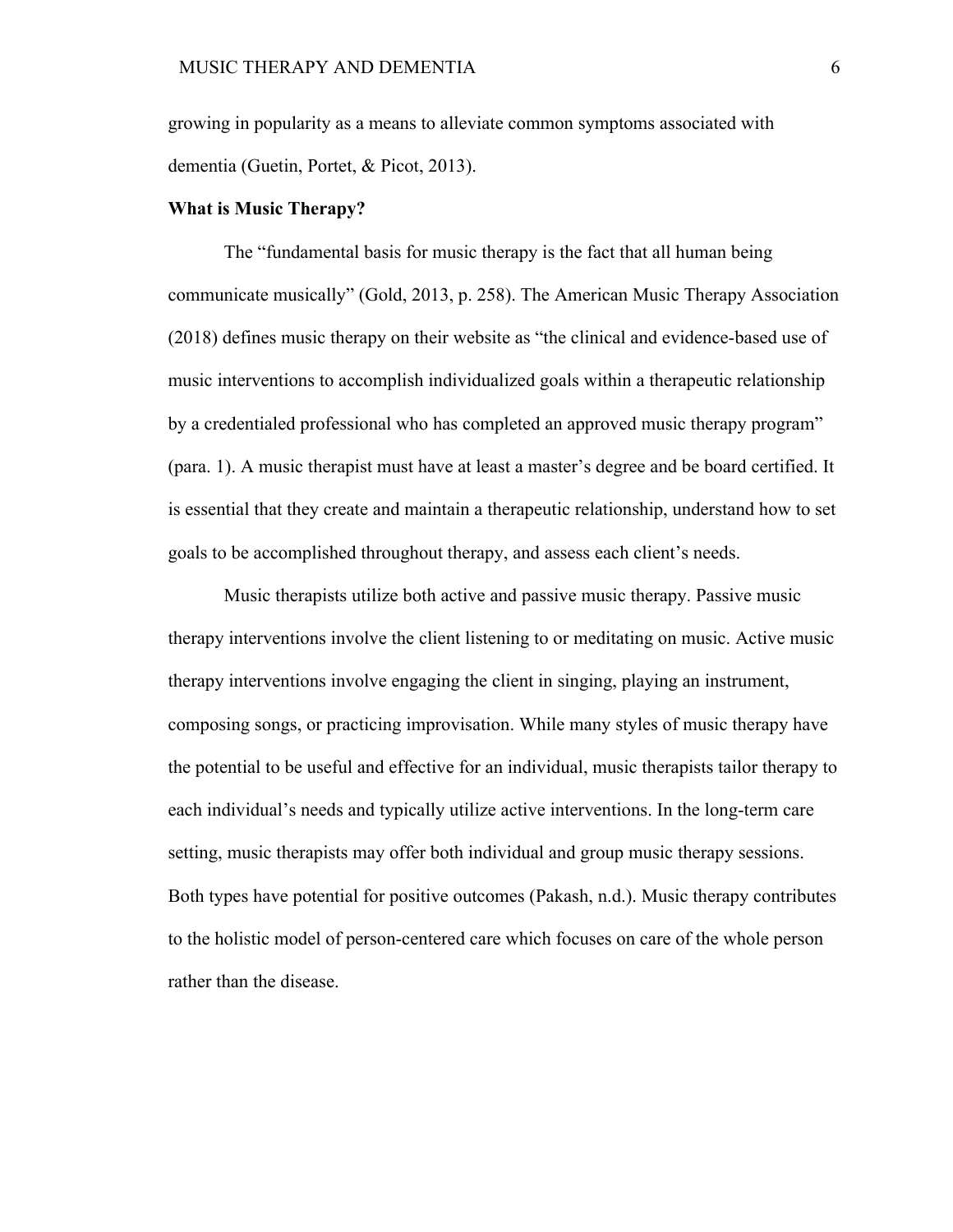growing in popularity as a means to alleviate common symptoms associated with dementia (Guetin, Portet, & Picot, 2013).

**What is Music Therapy?**

The “fundamental basis for music therapy is the fact that all human being communicate musically” (Gold, 2013, p. 258). The American Music Therapy Association (2018) defines music therapy on their website as “the clinical and evidence-based use of music interventions to accomplish individualized goals within a therapeutic relationship by a credentialed professional who has completed an approved music therapy program” (para. 1). A music therapist must have at least a master’s degree and be board certified. It is essential that they create and maintain a therapeutic relationship, understand how to set goals to be accomplished throughout therapy, and assess each client’s needs.

Music therapists utilize both active and passive music therapy. Passive music therapy interventions involve the client listening to or meditating on music. Active music therapy interventions involve engaging the client in singing, playing an instrument, composing songs, or practicing improvisation. While many styles of music therapy have the potential to be useful and effective for an individual, music therapists tailor therapy to each individual’s needs and typically utilize active interventions. In the long-term care setting, music therapists may offer both individual and group music therapy sessions. Both types have potential for positive outcomes (Pakash, n.d.). Music therapy contributes to the holistic model of person-centered care which focuses on care of the whole person rather than the disease.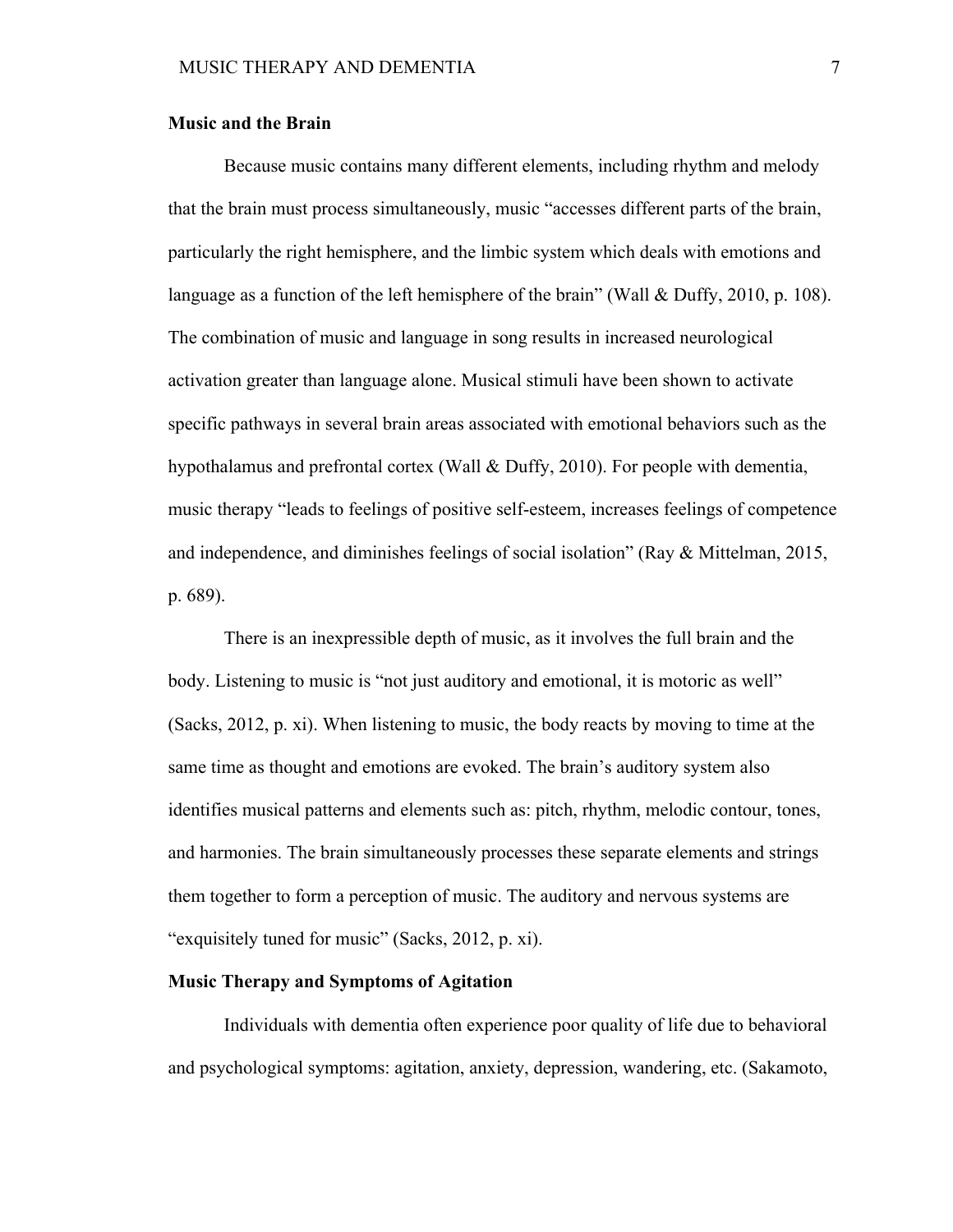**Music and the Brain**

Because music contains many different elements, including rhythm and melody that the brain must process simultaneously, music "accesses different parts of the brain, particularly the right hemisphere, and the limbic system which deals with emotions and language as a function of the left hemisphere of the brain" (Wall & Duffy, 2010, p. 108). The combination of music and language in song results in increased neurological activation greater than language alone. Musical stimuli have been shown to activate specific pathways in several brain areas associated with emotional behaviors such as the hypothalamus and prefrontal cortex (Wall & Duffy, 2010). For people with dementia, music therapy "leads to feelings of positive self-esteem, increases feelings of competence and independence, and diminishes feelings of social isolation" (Ray & Mittelman, 2015, p. 689).

There is an inexpressible depth of music, as it involves the full brain and the body. Listening to music is "not just auditory and emotional, it is motoric as well" (Sacks, 2012, p. xi). When listening to music, the body reacts by moving to time at the same time as thought and emotions are evoked. The brain's auditory system also identifies musical patterns and elements such as: pitch, rhythm, melodic contour, tones, and harmonies. The brain simultaneously processes these separate elements and strings them together to form a perception of music. The auditory and nervous systems are "exquisitely tuned for music" (Sacks, 2012, p. xi).

**Music Therapy and Symptoms of Agitation**

Individuals with dementia often experience poor quality of life due to behavioral and psychological symptoms: agitation, anxiety, depression, wandering, etc. (Sakamoto,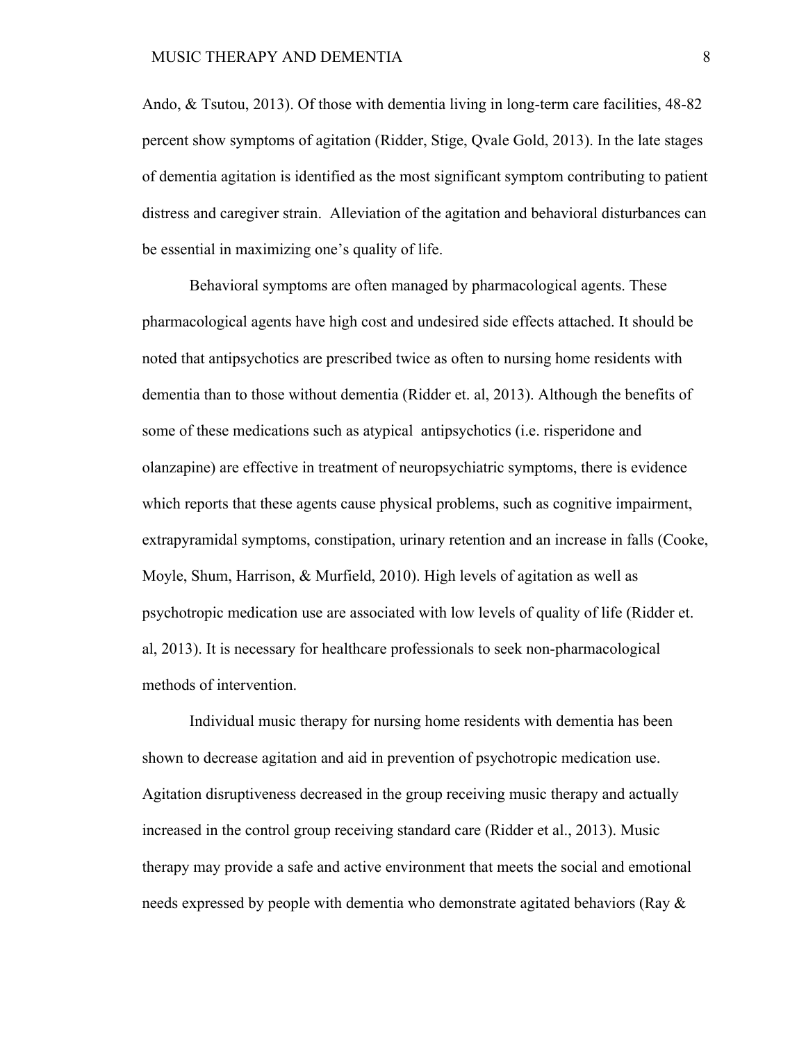Ando, & Tsutou, 2013). Of those with dementia living in long-term care facilities, 48-82 percent show symptoms of agitation (Ridder, Stige, Qvale Gold, 2013). In the late stages of dementia agitation is identified as the most significant symptom contributing to patient distress and caregiver strain. Alleviation of the agitation and behavioral disturbances can be essential in maximizing one's quality of life.

Behavioral symptoms are often managed by pharmacological agents. These pharmacological agents have high cost and undesired side effects attached. It should be noted that antipsychotics are prescribed twice as often to nursing home residents with dementia than to those without dementia (Ridder et. al, 2013). Although the benefits of some of these medications such as atypical antipsychotics (i.e. risperidone and olanzapine) are effective in treatment of neuropsychiatric symptoms, there is evidence which reports that these agents cause physical problems, such as cognitive impairment, extrapyramidal symptoms, constipation, urinary retention and an increase in falls (Cooke, Moyle, Shum, Harrison, & Murfield, 2010). High levels of agitation as well as psychotropic medication use are associated with low levels of quality of life (Ridder et. al, 2013). It is necessary for healthcare professionals to seek non-pharmacological methods of intervention.

Individual music therapy for nursing home residents with dementia has been shown to decrease agitation and aid in prevention of psychotropic medication use. Agitation disruptiveness decreased in the group receiving music therapy and actually increased in the control group receiving standard care (Ridder et al., 2013). Music therapy may provide a safe and active environment that meets the social and emotional needs expressed by people with dementia who demonstrate agitated behaviors (Ray &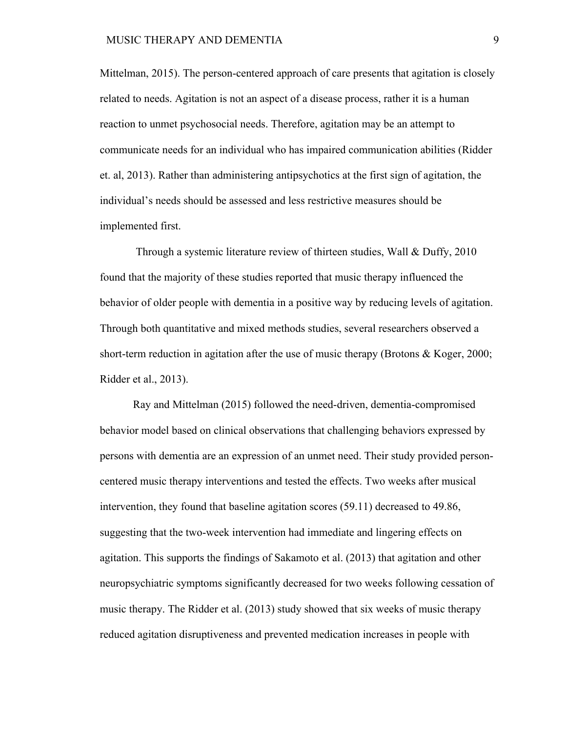Mittelman, 2015). The person-centered approach of care presents that agitation is closely related to needs. Agitation is not an aspect of a disease process, rather it is a human reaction to unmet psychosocial needs. Therefore, agitation may be an attempt to communicate needs for an individual who has impaired communication abilities (Ridder et. al, 2013). Rather than administering antipsychotics at the first sign of agitation, the individual's needs should be assessed and less restrictive measures should be implemented first.

Through a systemic literature review of thirteen studies, Wall & Duffy, 2010 found that the majority of these studies reported that music therapy influenced the behavior of older people with dementia in a positive way by reducing levels of agitation. Through both quantitative and mixed methods studies, several researchers observed a short-term reduction in agitation after the use of music therapy (Brotons & Koger, 2000; Ridder et al., 2013).

Ray and Mittelman (2015) followed the need-driven, dementia-compromised behavior model based on clinical observations that challenging behaviors expressed by persons with dementia are an expression of an unmet need. Their study provided person-centered music therapy interventions and tested the effects. Two weeks after musical intervention, they found that baseline agitation scores (59.11) decreased to 49.86, suggesting that the two-week intervention had immediate and lingering effects on agitation. This supports the findings of Sakamoto et al. (2013) that agitation and other neuropsychiatric symptoms significantly decreased for two weeks following cessation of music therapy. The Ridder et al. (2013) study showed that six weeks of music therapy reduced agitation disruptiveness and prevented medication increases in people with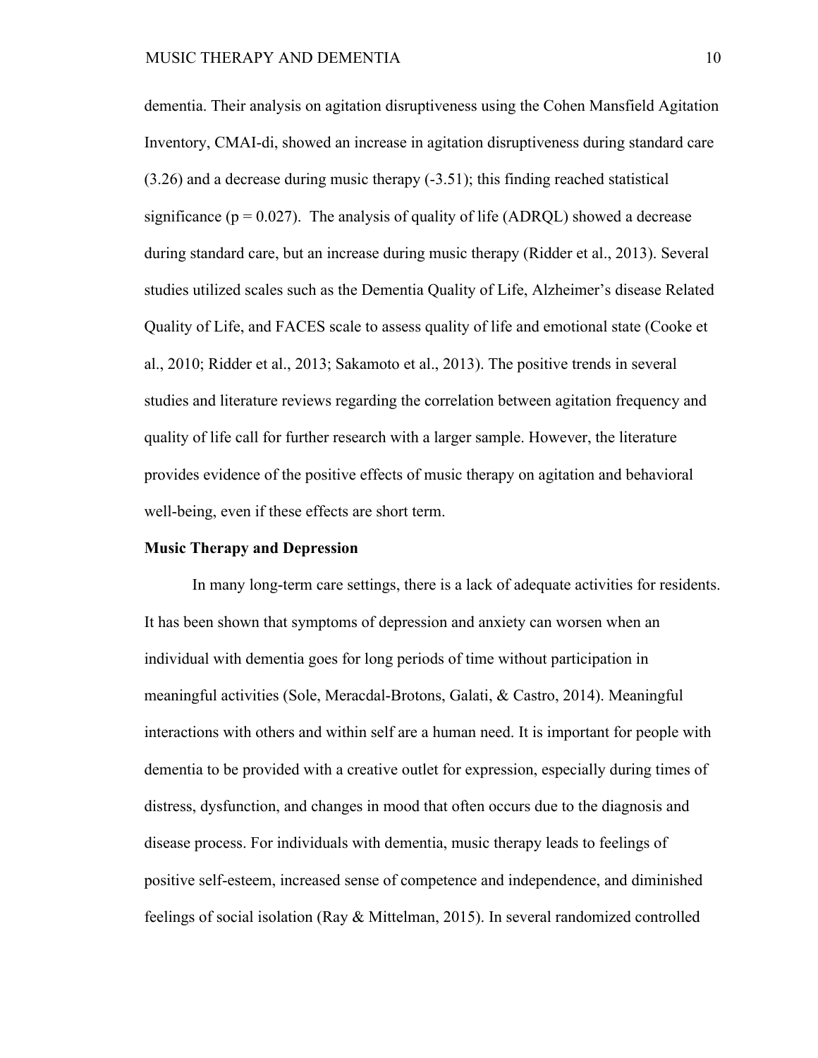dementia. Their analysis on agitation disruptiveness using the Cohen Mansfield Agitation Inventory, CMAI-di, showed an increase in agitation disruptiveness during standard care (3.26) and a decrease during music therapy (-3.51); this finding reached statistical significance ($p = 0.027$). The analysis of quality of life (ADRQL) showed a decrease during standard care, but an increase during music therapy (Ridder et al., 2013). Several studies utilized scales such as the Dementia Quality of Life, Alzheimer's disease Related Quality of Life, and FACES scale to assess quality of life and emotional state (Cooke et al., 2010; Ridder et al., 2013; Sakamoto et al., 2013). The positive trends in several studies and literature reviews regarding the correlation between agitation frequency and quality of life call for further research with a larger sample. However, the literature provides evidence of the positive effects of music therapy on agitation and behavioral well-being, even if these effects are short term.

**Music Therapy and Depression**

In many long-term care settings, there is a lack of adequate activities for residents. It has been shown that symptoms of depression and anxiety can worsen when an individual with dementia goes for long periods of time without participation in meaningful activities (Sole, Meracdal-Brotons, Galati, & Castro, 2014). Meaningful interactions with others and within self are a human need. It is important for people with dementia to be provided with a creative outlet for expression, especially during times of distress, dysfunction, and changes in mood that often occurs due to the diagnosis and disease process. For individuals with dementia, music therapy leads to feelings of positive self-esteem, increased sense of competence and independence, and diminished feelings of social isolation (Ray & Mittelman, 2015). In several randomized controlled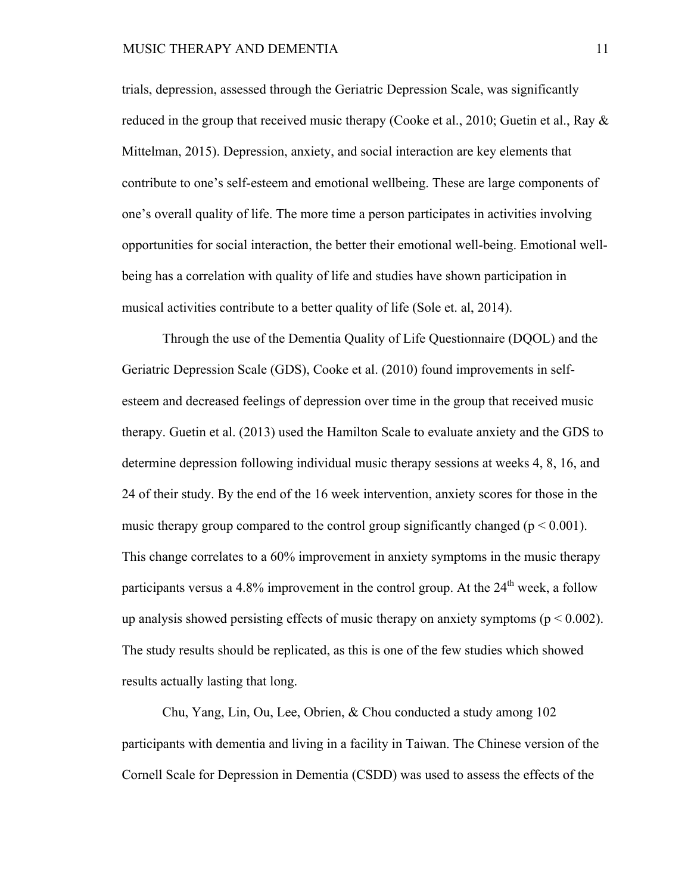trials, depression, assessed through the Geriatric Depression Scale, was significantly reduced in the group that received music therapy (Cooke et al., 2010; Guetin et al., Ray & Mittelman, 2015). Depression, anxiety, and social interaction are key elements that contribute to one's self-esteem and emotional wellbeing. These are large components of one's overall quality of life. The more time a person participates in activities involving opportunities for social interaction, the better their emotional well-being. Emotional well-being has a correlation with quality of life and studies have shown participation in musical activities contribute to a better quality of life (Sole et. al, 2014).

Through the use of the Dementia Quality of Life Questionnaire (DQOL) and the Geriatric Depression Scale (GDS), Cooke et al. (2010) found improvements in self-esteem and decreased feelings of depression over time in the group that received music therapy. Guetin et al. (2013) used the Hamilton Scale to evaluate anxiety and the GDS to determine depression following individual music therapy sessions at weeks 4, 8, 16, and 24 of their study. By the end of the 16 week intervention, anxiety scores for those in the music therapy group compared to the control group significantly changed ($p < 0.001$). This change correlates to a 60% improvement in anxiety symptoms in the music therapy participants versus a 4.8% improvement in the control group. At the 24th week, a follow up analysis showed persisting effects of music therapy on anxiety symptoms ($p < 0.002$). The study results should be replicated, as this is one of the few studies which showed results actually lasting that long.

Chu, Yang, Lin, Ou, Lee, Obrien, & Chou conducted a study among 102 participants with dementia and living in a facility in Taiwan. The Chinese version of the Cornell Scale for Depression in Dementia (CSDD) was used to assess the effects of the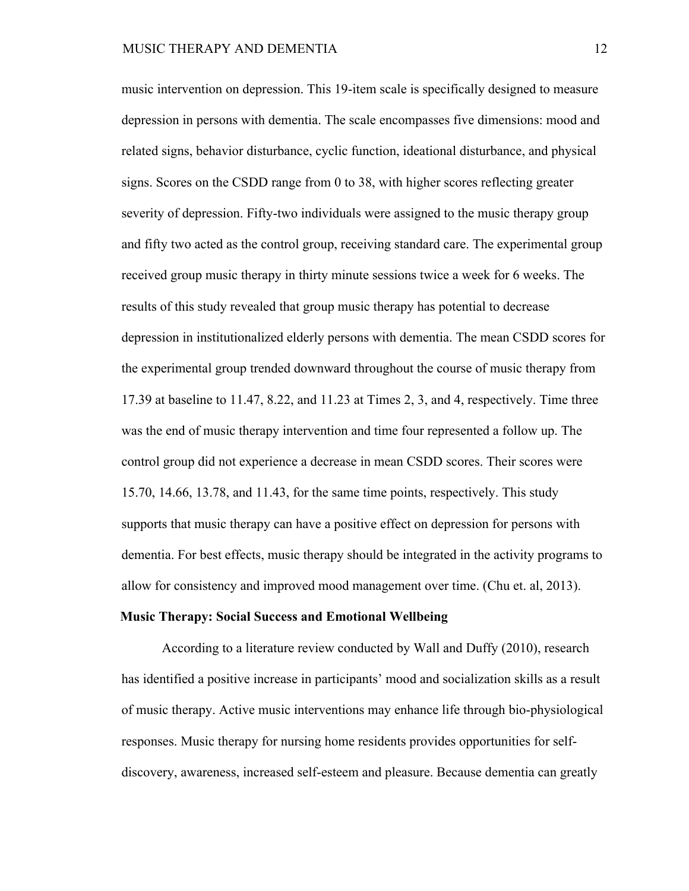music intervention on depression. This 19-item scale is specifically designed to measure depression in persons with dementia. The scale encompasses five dimensions: mood and related signs, behavior disturbance, cyclic function, ideational disturbance, and physical signs. Scores on the CSDD range from 0 to 38, with higher scores reflecting greater severity of depression. Fifty-two individuals were assigned to the music therapy group and fifty two acted as the control group, receiving standard care. The experimental group received group music therapy in thirty minute sessions twice a week for 6 weeks. The results of this study revealed that group music therapy has potential to decrease depression in institutionalized elderly persons with dementia. The mean CSDD scores for the experimental group trended downward throughout the course of music therapy from 17.39 at baseline to 11.47, 8.22, and 11.23 at Times 2, 3, and 4, respectively. Time three was the end of music therapy intervention and time four represented a follow up. The control group did not experience a decrease in mean CSDD scores. Their scores were 15.70, 14.66, 13.78, and 11.43, for the same time points, respectively. This study supports that music therapy can have a positive effect on depression for persons with dementia. For best effects, music therapy should be integrated in the activity programs to allow for consistency and improved mood management over time. (Chu et. al, 2013).

## Music Therapy: Social Success and Emotional Wellbeing

According to a literature review conducted by Wall and Duffy (2010), research has identified a positive increase in participants' mood and socialization skills as a result of music therapy. Active music interventions may enhance life through bio-physiological responses. Music therapy for nursing home residents provides opportunities for self-discovery, awareness, increased self-esteem and pleasure. Because dementia can greatly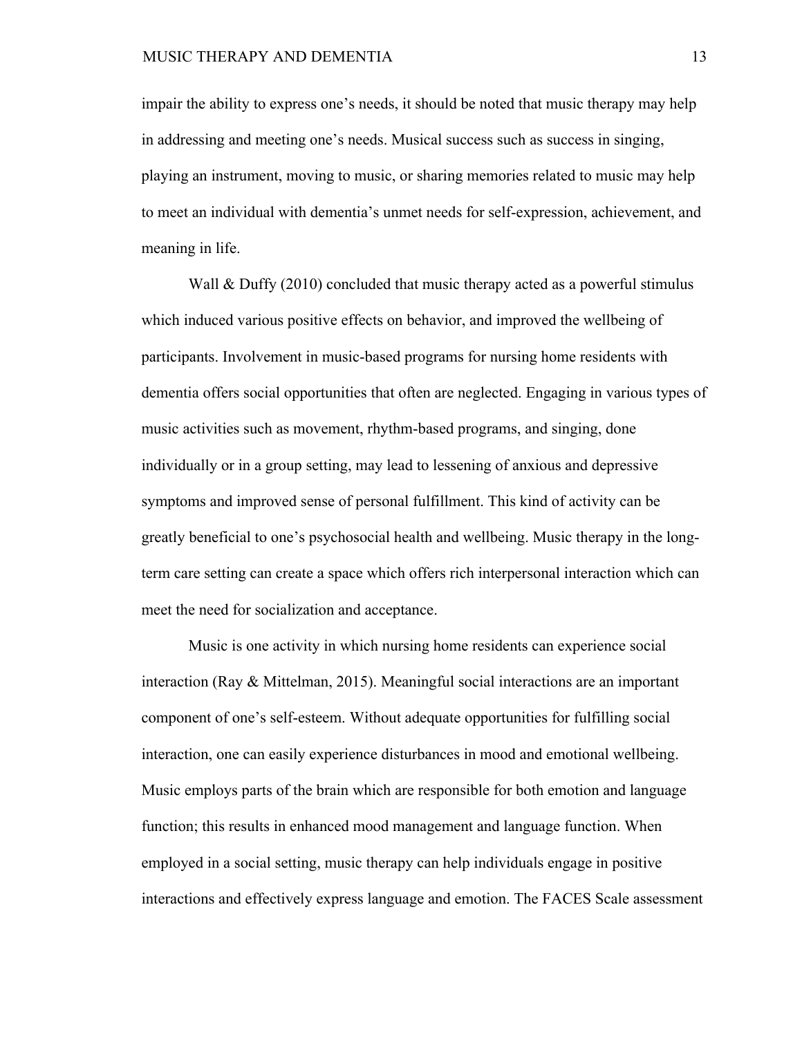impair the ability to express one's needs, it should be noted that music therapy may help in addressing and meeting one's needs. Musical success such as success in singing, playing an instrument, moving to music, or sharing memories related to music may help to meet an individual with dementia's unmet needs for self-expression, achievement, and meaning in life.

Wall & Duffy (2010) concluded that music therapy acted as a powerful stimulus which induced various positive effects on behavior, and improved the wellbeing of participants. Involvement in music-based programs for nursing home residents with dementia offers social opportunities that often are neglected. Engaging in various types of music activities such as movement, rhythm-based programs, and singing, done individually or in a group setting, may lead to lessening of anxious and depressive symptoms and improved sense of personal fulfillment. This kind of activity can be greatly beneficial to one's psychosocial health and wellbeing. Music therapy in the long-term care setting can create a space which offers rich interpersonal interaction which can meet the need for socialization and acceptance.

Music is one activity in which nursing home residents can experience social interaction (Ray & Mittelman, 2015). Meaningful social interactions are an important component of one's self-esteem. Without adequate opportunities for fulfilling social interaction, one can easily experience disturbances in mood and emotional wellbeing. Music employs parts of the brain which are responsible for both emotion and language function; this results in enhanced mood management and language function. When employed in a social setting, music therapy can help individuals engage in positive interactions and effectively express language and emotion. The FACES Scale assessment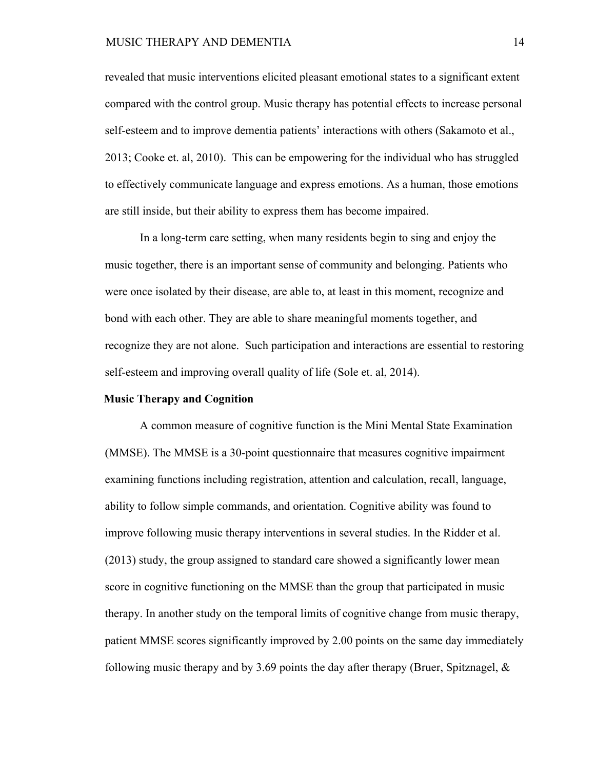revealed that music interventions elicited pleasant emotional states to a significant extent compared with the control group. Music therapy has potential effects to increase personal self-esteem and to improve dementia patients' interactions with others (Sakamoto et al., 2013; Cooke et. al, 2010). This can be empowering for the individual who has struggled to effectively communicate language and express emotions. As a human, those emotions are still inside, but their ability to express them has become impaired.

In a long-term care setting, when many residents begin to sing and enjoy the music together, there is an important sense of community and belonging. Patients who were once isolated by their disease, are able to, at least in this moment, recognize and bond with each other. They are able to share meaningful moments together, and recognize they are not alone. Such participation and interactions are essential to restoring self-esteem and improving overall quality of life (Sole et. al, 2014).

**Music Therapy and Cognition**

A common measure of cognitive function is the Mini Mental State Examination (MMSE). The MMSE is a 30-point questionnaire that measures cognitive impairment examining functions including registration, attention and calculation, recall, language, ability to follow simple commands, and orientation. Cognitive ability was found to improve following music therapy interventions in several studies. In the Ridder et al. (2013) study, the group assigned to standard care showed a significantly lower mean score in cognitive functioning on the MMSE than the group that participated in music therapy. In another study on the temporal limits of cognitive change from music therapy, patient MMSE scores significantly improved by 2.00 points on the same day immediately following music therapy and by 3.69 points the day after therapy (Bruer, Spitznagel, &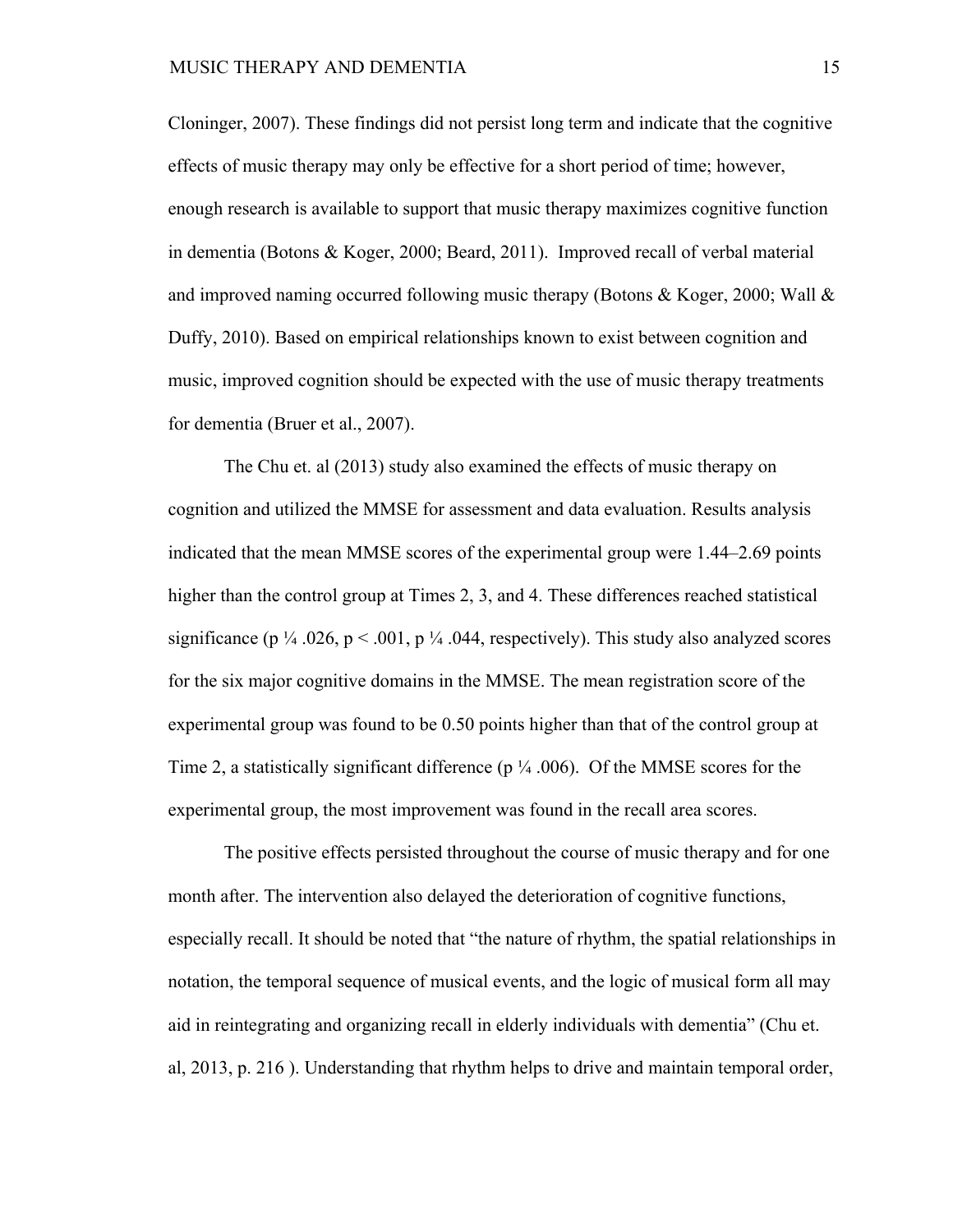Cloninger, 2007). These findings did not persist long term and indicate that the cognitive effects of music therapy may only be effective for a short period of time; however, enough research is available to support that music therapy maximizes cognitive function in dementia (Botons & Koger, 2000; Beard, 2011). Improved recall of verbal material and improved naming occurred following music therapy (Botons & Koger, 2000; Wall & Duffy, 2010). Based on empirical relationships known to exist between cognition and music, improved cognition should be expected with the use of music therapy treatments for dementia (Bruer et al., 2007).

The Chu et. al (2013) study also examined the effects of music therapy on cognition and utilized the MMSE for assessment and data evaluation. Results analysis indicated that the mean MMSE scores of the experimental group were 1.44–2.69 points higher than the control group at Times 2, 3, and 4. These differences reached statistical significance (p ¼ .026, $p < .001$, p ¼ .044, respectively). This study also analyzed scores for the six major cognitive domains in the MMSE. The mean registration score of the experimental group was found to be 0.50 points higher than that of the control group at Time 2, a statistically significant difference (p ¼ .006). Of the MMSE scores for the experimental group, the most improvement was found in the recall area scores.

The positive effects persisted throughout the course of music therapy and for one month after. The intervention also delayed the deterioration of cognitive functions, especially recall. It should be noted that "the nature of rhythm, the spatial relationships in notation, the temporal sequence of musical events, and the logic of musical form all may aid in reintegrating and organizing recall in elderly individuals with dementia" (Chu et. al, 2013, p. 216 ). Understanding that rhythm helps to drive and maintain temporal order,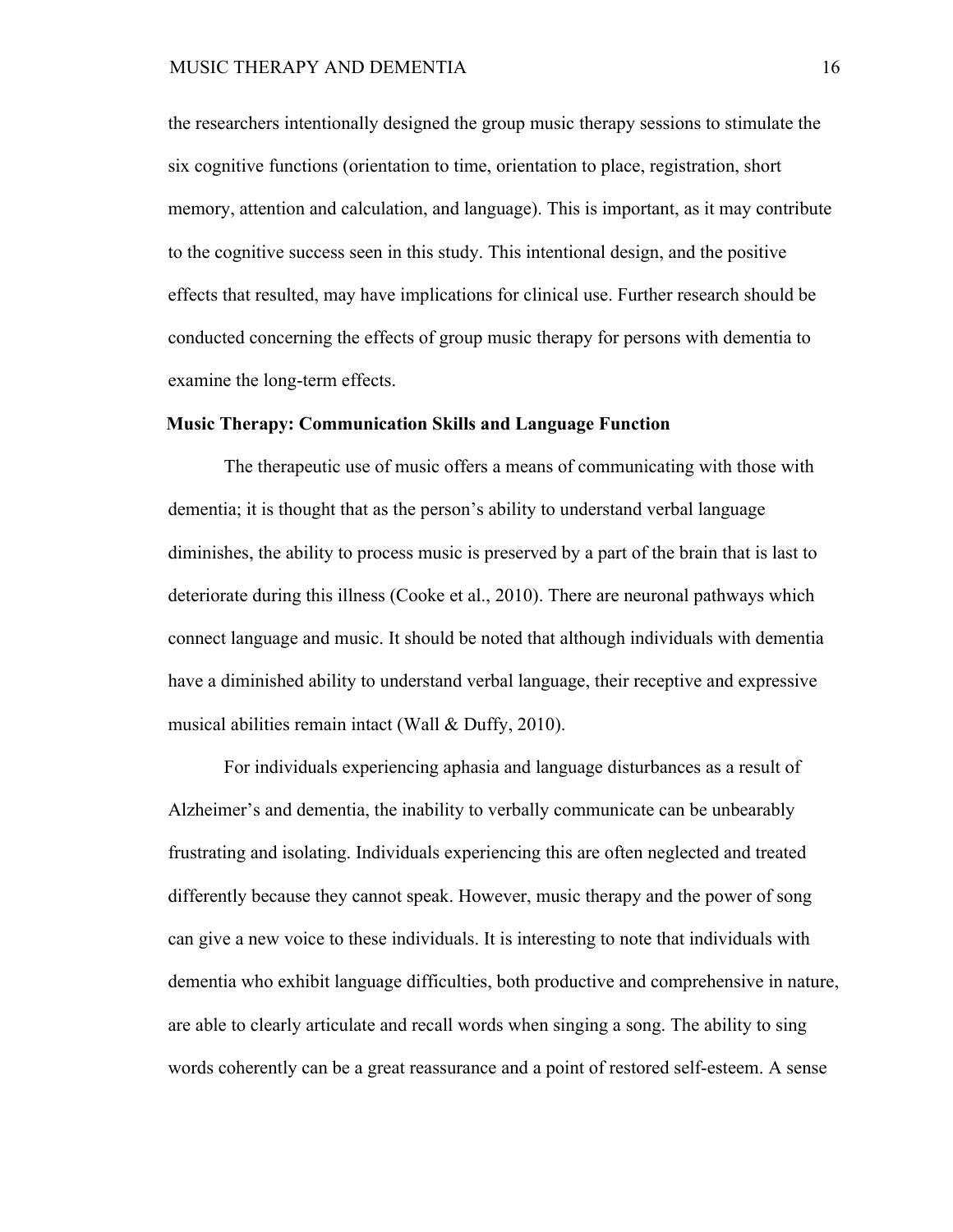the researchers intentionally designed the group music therapy sessions to stimulate the six cognitive functions (orientation to time, orientation to place, registration, short memory, attention and calculation, and language). This is important, as it may contribute to the cognitive success seen in this study. This intentional design, and the positive effects that resulted, may have implications for clinical use. Further research should be conducted concerning the effects of group music therapy for persons with dementia to examine the long-term effects.

**Music Therapy: Communication Skills and Language Function**

The therapeutic use of music offers a means of communicating with those with dementia; it is thought that as the person's ability to understand verbal language diminishes, the ability to process music is preserved by a part of the brain that is last to deteriorate during this illness (Cooke et al., 2010). There are neuronal pathways which connect language and music. It should be noted that although individuals with dementia have a diminished ability to understand verbal language, their receptive and expressive musical abilities remain intact (Wall & Duffy, 2010).

For individuals experiencing aphasia and language disturbances as a result of Alzheimer's and dementia, the inability to verbally communicate can be unbearably frustrating and isolating. Individuals experiencing this are often neglected and treated differently because they cannot speak. However, music therapy and the power of song can give a new voice to these individuals. It is interesting to note that individuals with dementia who exhibit language difficulties, both productive and comprehensive in nature, are able to clearly articulate and recall words when singing a song. The ability to sing words coherently can be a great reassurance and a point of restored self-esteem. A sense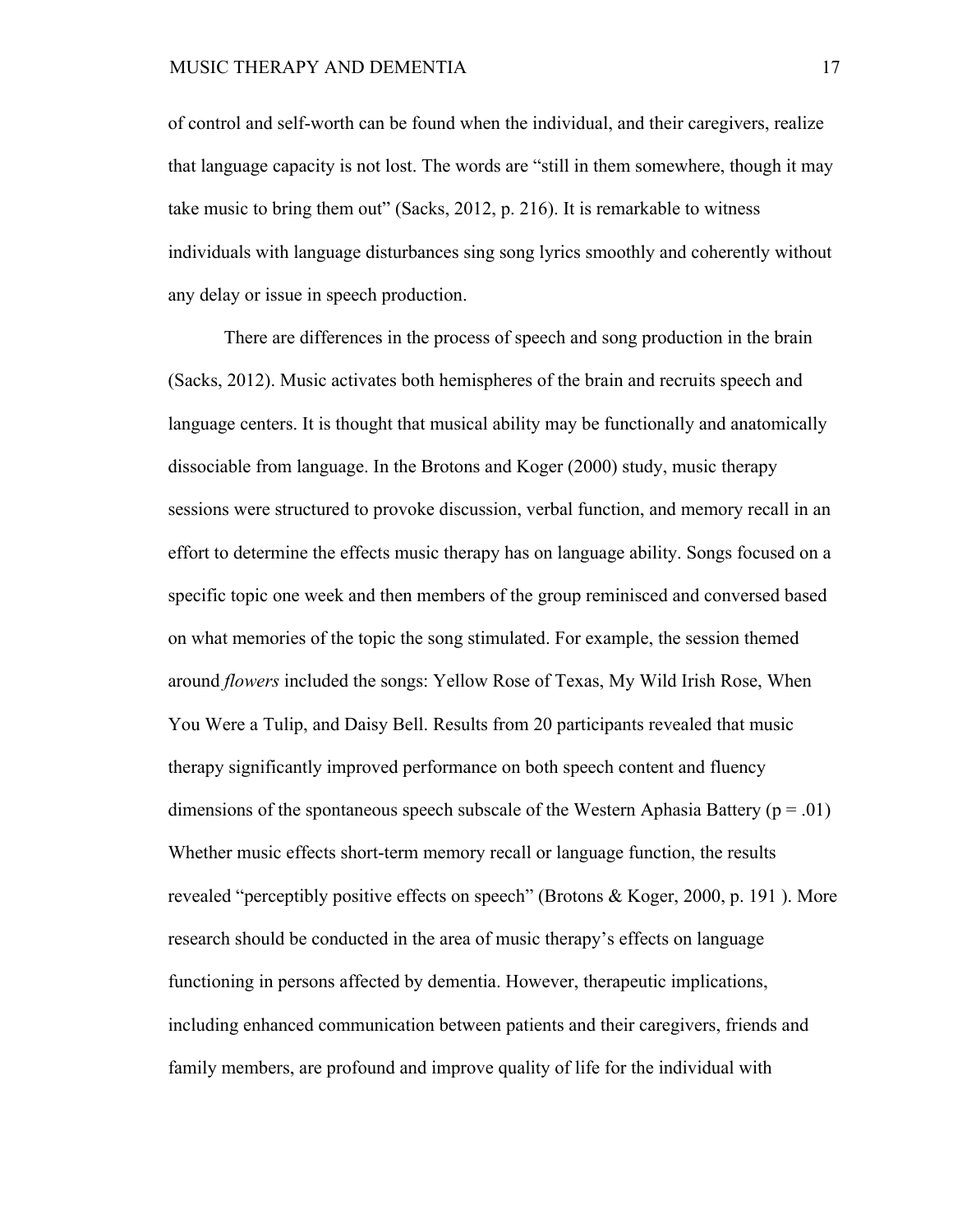of control and self-worth can be found when the individual, and their caregivers, realize that language capacity is not lost. The words are "still in them somewhere, though it may take music to bring them out" (Sacks, 2012, p. 216). It is remarkable to witness individuals with language disturbances sing song lyrics smoothly and coherently without any delay or issue in speech production.

There are differences in the process of speech and song production in the brain (Sacks, 2012). Music activates both hemispheres of the brain and recruits speech and language centers. It is thought that musical ability may be functionally and anatomically dissociable from language. In the Brotons and Koger (2000) study, music therapy sessions were structured to provoke discussion, verbal function, and memory recall in an effort to determine the effects music therapy has on language ability. Songs focused on a specific topic one week and then members of the group reminisced and conversed based on what memories of the topic the song stimulated. For example, the session themed around *flowers* included the songs: Yellow Rose of Texas, My Wild Irish Rose, When You Were a Tulip, and Daisy Bell. Results from 20 participants revealed that music therapy significantly improved performance on both speech content and fluency dimensions of the spontaneous speech subscale of the Western Aphasia Battery ($p = .01$) Whether music effects short-term memory recall or language function, the results revealed "perceptibly positive effects on speech" (Brotons & Koger, 2000, p. 191 ). More research should be conducted in the area of music therapy's effects on language functioning in persons affected by dementia. However, therapeutic implications, including enhanced communication between patients and their caregivers, friends and family members, are profound and improve quality of life for the individual with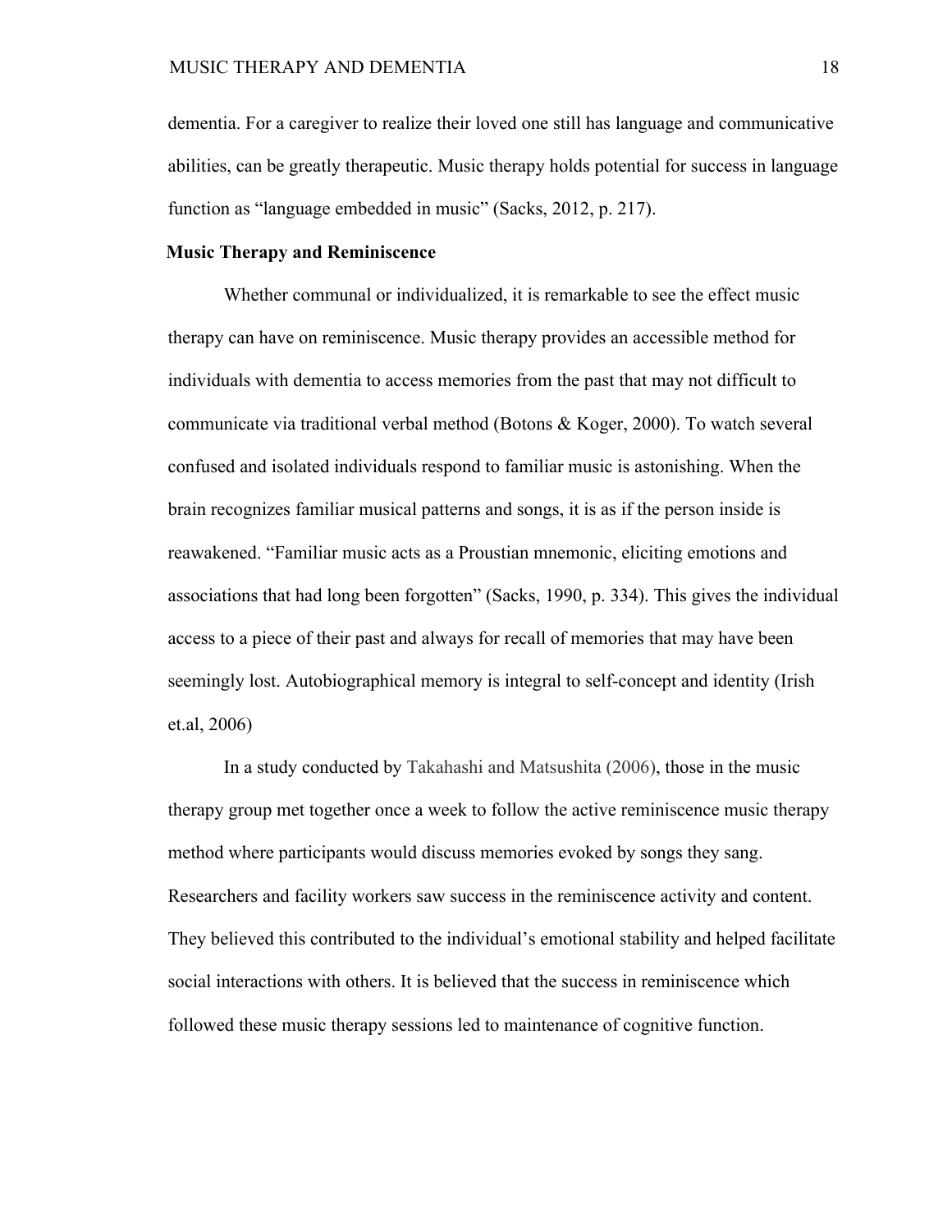dementia. For a caregiver to realize their loved one still has language and communicative abilities, can be greatly therapeutic. Music therapy holds potential for success in language function as "language embedded in music" (Sacks, 2012, p. 217).

## Music Therapy and Reminiscence

Whether communal or individualized, it is remarkable to see the effect music therapy can have on reminiscence. Music therapy provides an accessible method for individuals with dementia to access memories from the past that may not difficult to communicate via traditional verbal method (Botons & Koger, 2000). To watch several confused and isolated individuals respond to familiar music is astonishing. When the brain recognizes familiar musical patterns and songs, it is as if the person inside is reawakened. "Familiar music acts as a Proustian mnemonic, eliciting emotions and associations that had long been forgotten" (Sacks, 1990, p. 334). This gives the individual access to a piece of their past and always for recall of memories that may have been seemingly lost. Autobiographical memory is integral to self-concept and identity (Irish et.al, 2006)

In a study conducted by Takahashi and Matsushita (2006), those in the music therapy group met together once a week to follow the active reminiscence music therapy method where participants would discuss memories evoked by songs they sang. Researchers and facility workers saw success in the reminiscence activity and content. They believed this contributed to the individual's emotional stability and helped facilitate social interactions with others. It is believed that the success in reminiscence which followed these music therapy sessions led to maintenance of cognitive function.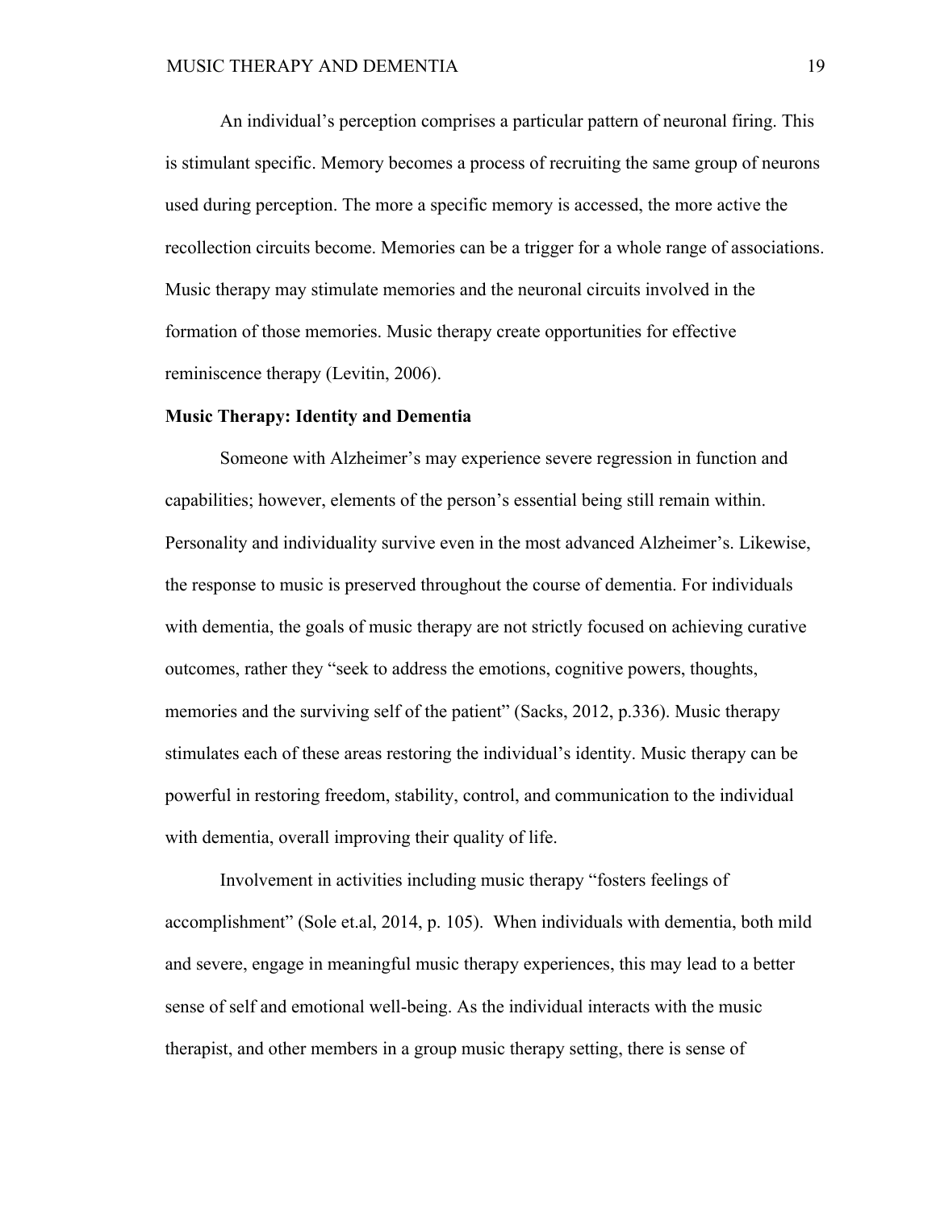An individual's perception comprises a particular pattern of neuronal firing. This is stimulant specific. Memory becomes a process of recruiting the same group of neurons used during perception. The more a specific memory is accessed, the more active the recollection circuits become. Memories can be a trigger for a whole range of associations. Music therapy may stimulate memories and the neuronal circuits involved in the formation of those memories. Music therapy create opportunities for effective reminiscence therapy (Levitin, 2006).

**Music Therapy: Identity and Dementia**

Someone with Alzheimer's may experience severe regression in function and capabilities; however, elements of the person's essential being still remain within. Personality and individuality survive even in the most advanced Alzheimer's. Likewise, the response to music is preserved throughout the course of dementia. For individuals with dementia, the goals of music therapy are not strictly focused on achieving curative outcomes, rather they "seek to address the emotions, cognitive powers, thoughts, memories and the surviving self of the patient" (Sacks, 2012, p.336). Music therapy stimulates each of these areas restoring the individual's identity. Music therapy can be powerful in restoring freedom, stability, control, and communication to the individual with dementia, overall improving their quality of life.

Involvement in activities including music therapy "fosters feelings of accomplishment" (Sole et.al, 2014, p. 105). When individuals with dementia, both mild and severe, engage in meaningful music therapy experiences, this may lead to a better sense of self and emotional well-being. As the individual interacts with the music therapist, and other members in a group music therapy setting, there is sense of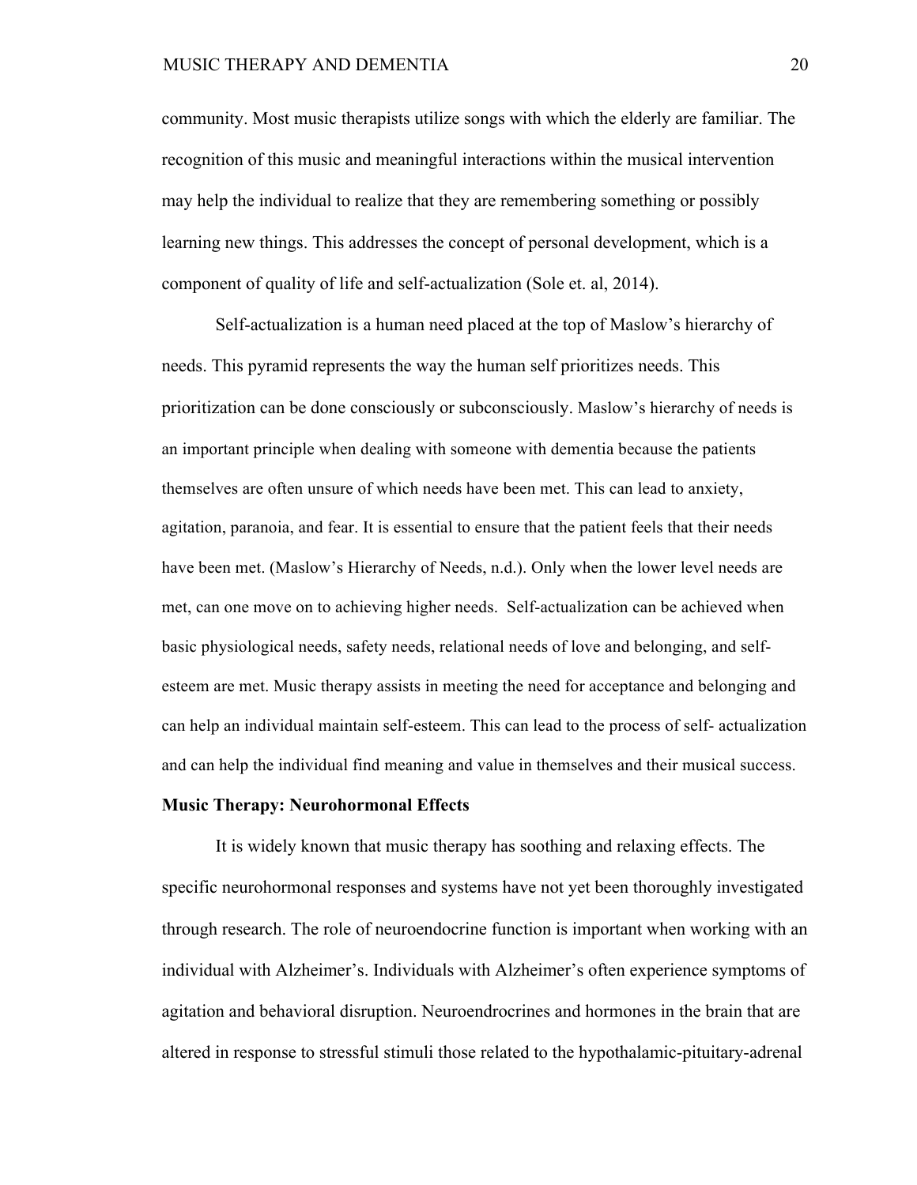community. Most music therapists utilize songs with which the elderly are familiar. The recognition of this music and meaningful interactions within the musical intervention may help the individual to realize that they are remembering something or possibly learning new things. This addresses the concept of personal development, which is a component of quality of life and self-actualization (Sole et. al, 2014).

Self-actualization is a human need placed at the top of Maslow's hierarchy of needs. This pyramid represents the way the human self prioritizes needs. This prioritization can be done consciously or subconsciously. Maslow's hierarchy of needs is an important principle when dealing with someone with dementia because the patients themselves are often unsure of which needs have been met. This can lead to anxiety, agitation, paranoia, and fear. It is essential to ensure that the patient feels that their needs have been met. (Maslow's Hierarchy of Needs, n.d.). Only when the lower level needs are met, can one move on to achieving higher needs. Self-actualization can be achieved when basic physiological needs, safety needs, relational needs of love and belonging, and self-esteem are met. Music therapy assists in meeting the need for acceptance and belonging and can help an individual maintain self-esteem. This can lead to the process of self- actualization and can help the individual find meaning and value in themselves and their musical success.

**Music Therapy: Neurohormonal Effects**

It is widely known that music therapy has soothing and relaxing effects. The specific neurohormonal responses and systems have not yet been thoroughly investigated through research. The role of neuroendocrine function is important when working with an individual with Alzheimer's. Individuals with Alzheimer's often experience symptoms of agitation and behavioral disruption. Neuroendrocrines and hormones in the brain that are altered in response to stressful stimuli those related to the hypothalamic-pituitary-adrenal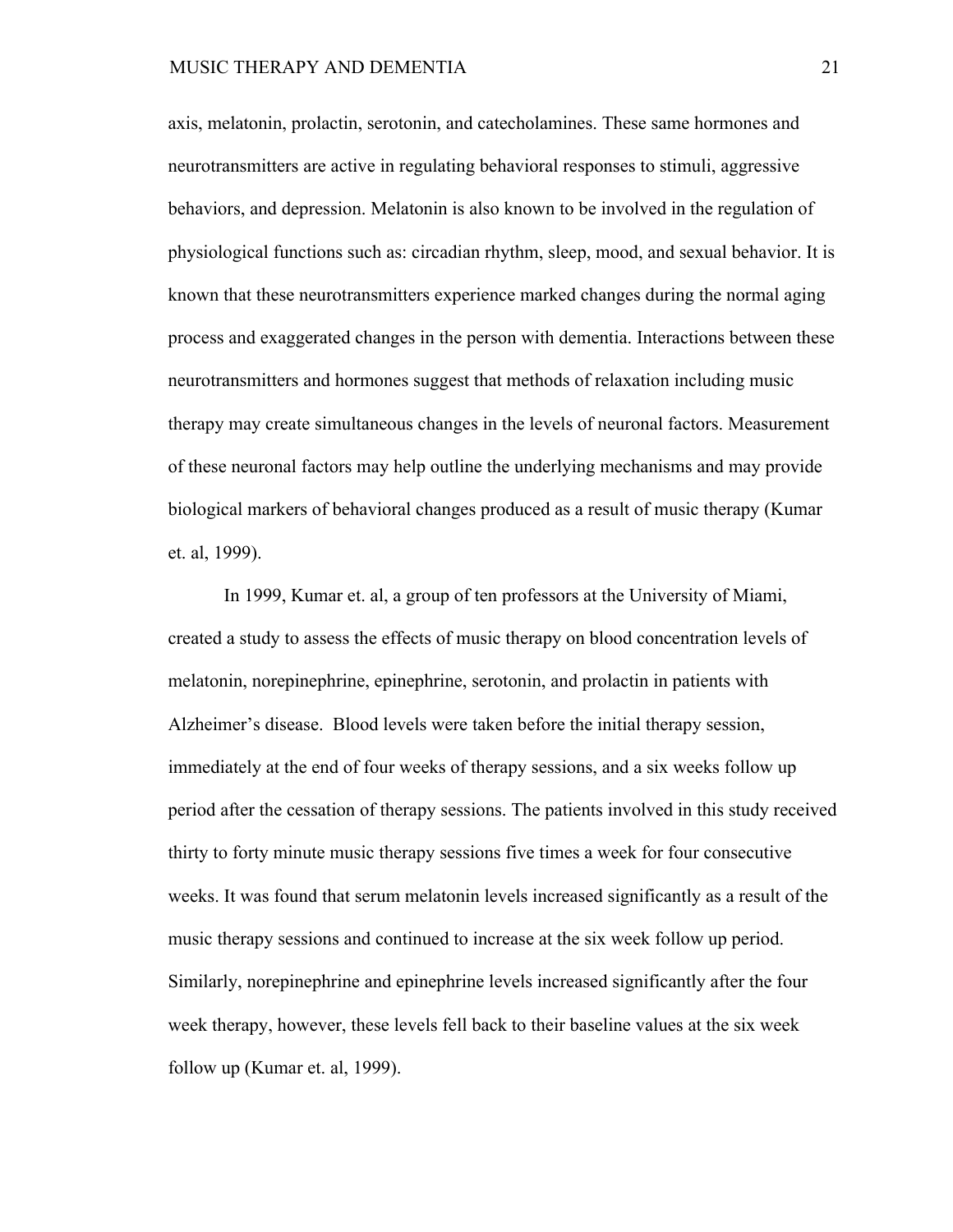axis, melatonin, prolactin, serotonin, and catecholamines. These same hormones and neurotransmitters are active in regulating behavioral responses to stimuli, aggressive behaviors, and depression. Melatonin is also known to be involved in the regulation of physiological functions such as: circadian rhythm, sleep, mood, and sexual behavior. It is known that these neurotransmitters experience marked changes during the normal aging process and exaggerated changes in the person with dementia. Interactions between these neurotransmitters and hormones suggest that methods of relaxation including music therapy may create simultaneous changes in the levels of neuronal factors. Measurement of these neuronal factors may help outline the underlying mechanisms and may provide biological markers of behavioral changes produced as a result of music therapy (Kumar et. al, 1999).

In 1999, Kumar et. al, a group of ten professors at the University of Miami, created a study to assess the effects of music therapy on blood concentration levels of melatonin, norepinephrine, epinephrine, serotonin, and prolactin in patients with Alzheimer's disease. Blood levels were taken before the initial therapy session, immediately at the end of four weeks of therapy sessions, and a six weeks follow up period after the cessation of therapy sessions. The patients involved in this study received thirty to forty minute music therapy sessions five times a week for four consecutive weeks. It was found that serum melatonin levels increased significantly as a result of the music therapy sessions and continued to increase at the six week follow up period. Similarly, norepinephrine and epinephrine levels increased significantly after the four week therapy, however, these levels fell back to their baseline values at the six week follow up (Kumar et. al, 1999).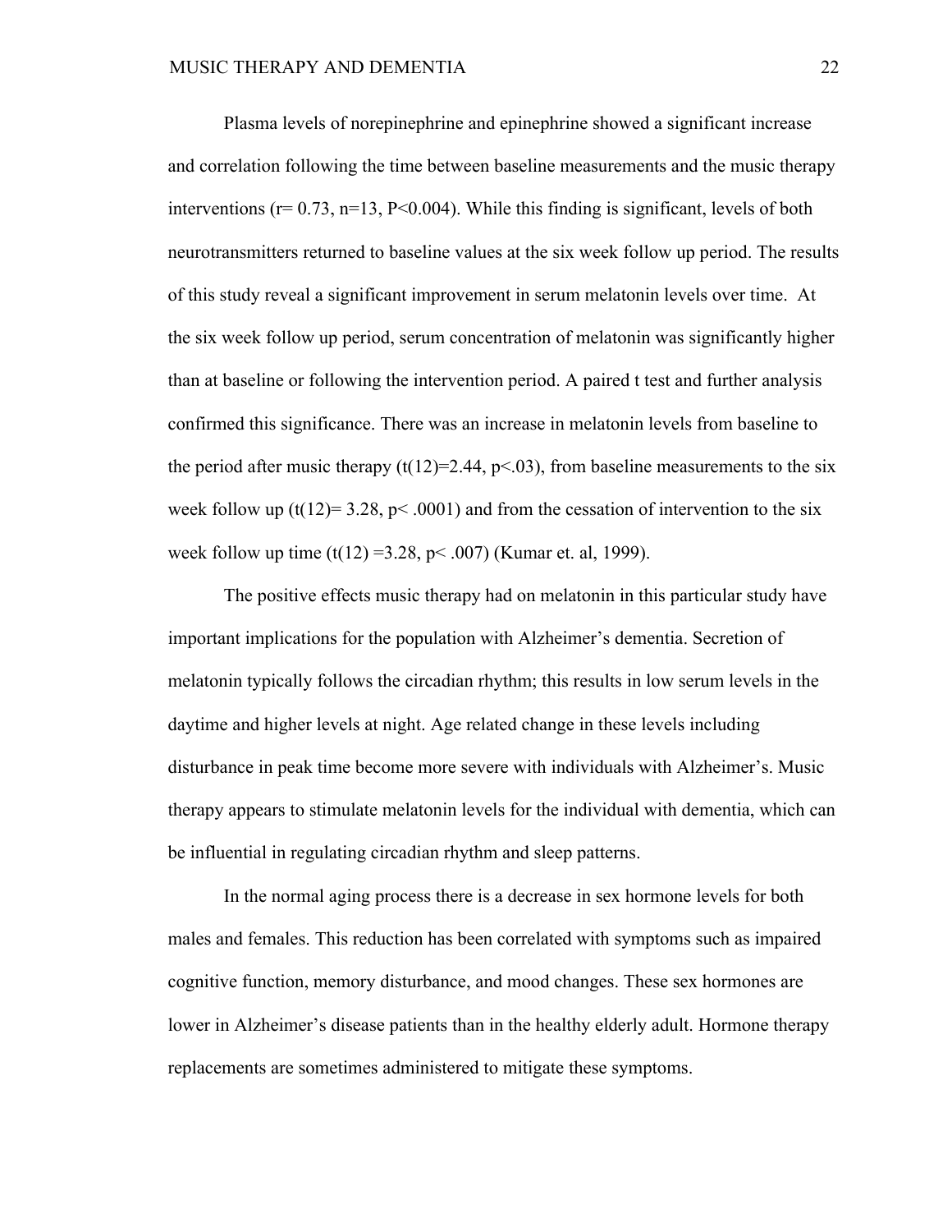Plasma levels of norepinephrine and epinephrine showed a significant increase and correlation following the time between baseline measurements and the music therapy interventions ($r= 0.73$, $n=13$, $P<0.004$). While this finding is significant, levels of both neurotransmitters returned to baseline values at the six week follow up period. The results of this study reveal a significant improvement in serum melatonin levels over time. At the six week follow up period, serum concentration of melatonin was significantly higher than at baseline or following the intervention period. A paired t test and further analysis confirmed this significance. There was an increase in melatonin levels from baseline to the period after music therapy ($t(12)=2.44$, $p<.03$), from baseline measurements to the six week follow up ($t(12)= 3.28$, $p< .0001$) and from the cessation of intervention to the six week follow up time ($t(12) =3.28$, $p< .007$) (Kumar et. al, 1999).

The positive effects music therapy had on melatonin in this particular study have important implications for the population with Alzheimer's dementia. Secretion of melatonin typically follows the circadian rhythm; this results in low serum levels in the daytime and higher levels at night. Age related change in these levels including disturbance in peak time become more severe with individuals with Alzheimer's. Music therapy appears to stimulate melatonin levels for the individual with dementia, which can be influential in regulating circadian rhythm and sleep patterns.

In the normal aging process there is a decrease in sex hormone levels for both males and females. This reduction has been correlated with symptoms such as impaired cognitive function, memory disturbance, and mood changes. These sex hormones are lower in Alzheimer's disease patients than in the healthy elderly adult. Hormone therapy replacements are sometimes administered to mitigate these symptoms.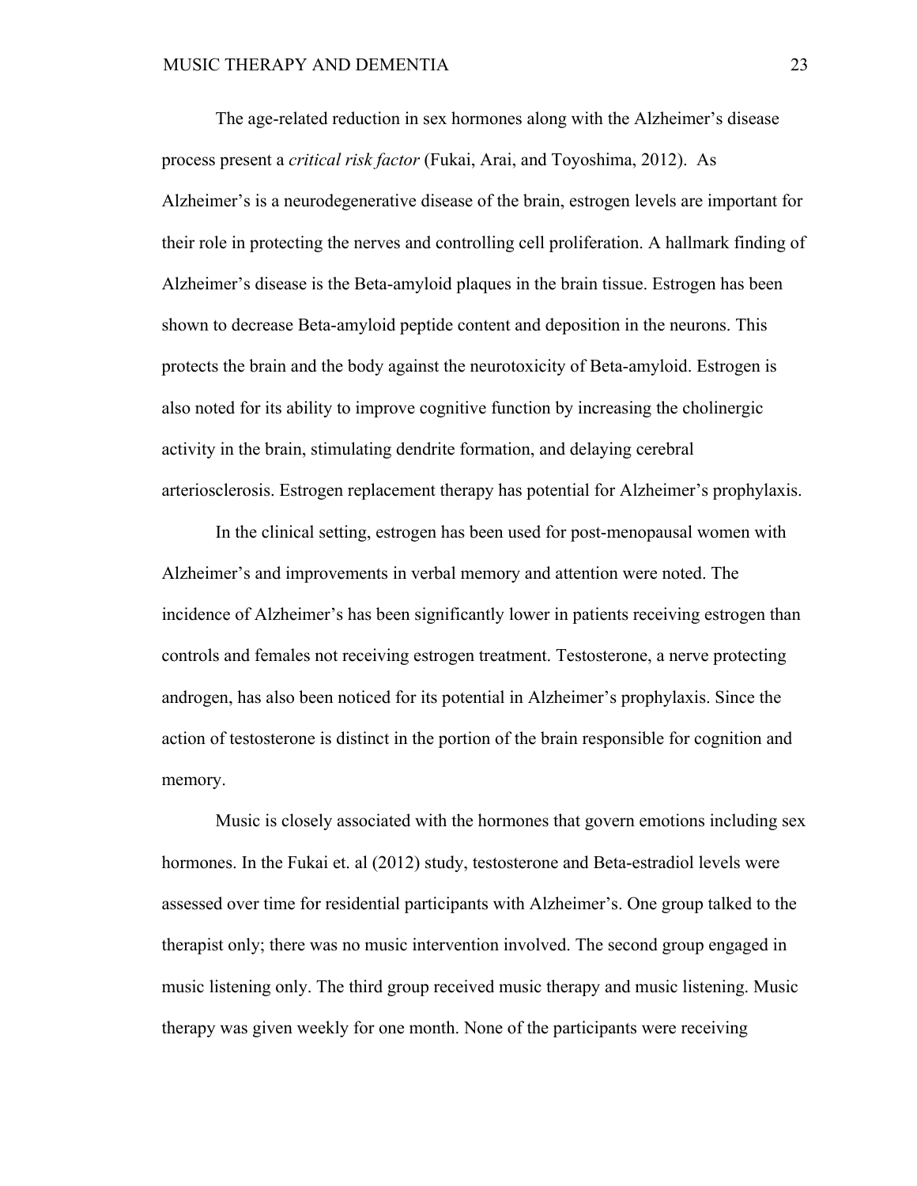The age-related reduction in sex hormones along with the Alzheimer's disease process present a *critical risk factor* (Fukai, Arai, and Toyoshima, 2012). As Alzheimer's is a neurodegenerative disease of the brain, estrogen levels are important for their role in protecting the nerves and controlling cell proliferation. A hallmark finding of Alzheimer's disease is the Beta-amyloid plaques in the brain tissue. Estrogen has been shown to decrease Beta-amyloid peptide content and deposition in the neurons. This protects the brain and the body against the neurotoxicity of Beta-amyloid. Estrogen is also noted for its ability to improve cognitive function by increasing the cholinergic activity in the brain, stimulating dendrite formation, and delaying cerebral arteriosclerosis. Estrogen replacement therapy has potential for Alzheimer's prophylaxis.

In the clinical setting, estrogen has been used for post-menopausal women with Alzheimer's and improvements in verbal memory and attention were noted. The incidence of Alzheimer's has been significantly lower in patients receiving estrogen than controls and females not receiving estrogen treatment. Testosterone, a nerve protecting androgen, has also been noticed for its potential in Alzheimer's prophylaxis. Since the action of testosterone is distinct in the portion of the brain responsible for cognition and memory.

Music is closely associated with the hormones that govern emotions including sex hormones. In the Fukai et. al (2012) study, testosterone and Beta-estradiol levels were assessed over time for residential participants with Alzheimer's. One group talked to the therapist only; there was no music intervention involved. The second group engaged in music listening only. The third group received music therapy and music listening. Music therapy was given weekly for one month. None of the participants were receiving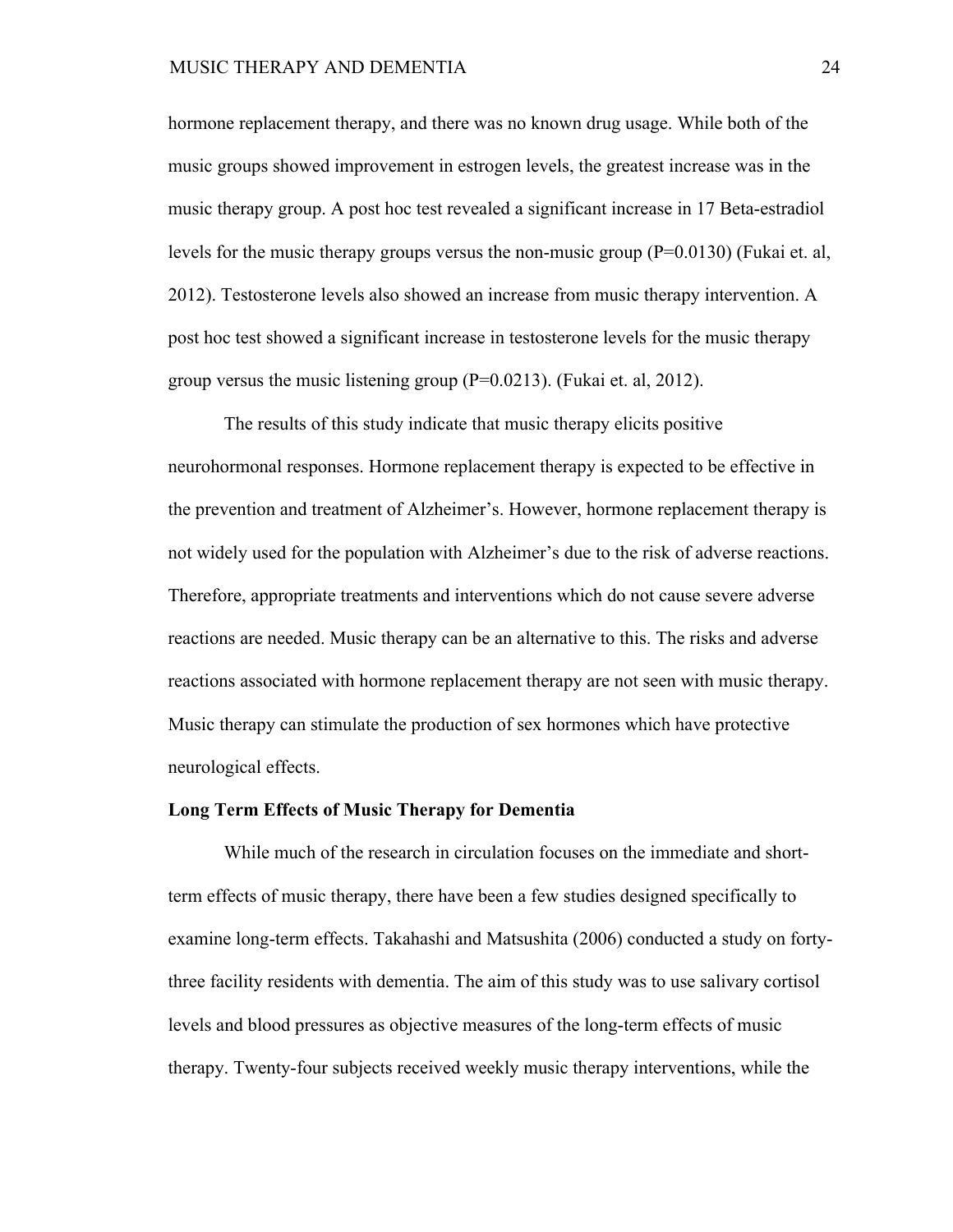hormone replacement therapy, and there was no known drug usage. While both of the music groups showed improvement in estrogen levels, the greatest increase was in the music therapy group. A post hoc test revealed a significant increase in 17 Beta-estradiol levels for the music therapy groups versus the non-music group (P=0.0130) (Fukai et. al, 2012). Testosterone levels also showed an increase from music therapy intervention. A post hoc test showed a significant increase in testosterone levels for the music therapy group versus the music listening group (P=0.0213). (Fukai et. al, 2012).

The results of this study indicate that music therapy elicits positive neurohormonal responses. Hormone replacement therapy is expected to be effective in the prevention and treatment of Alzheimer's. However, hormone replacement therapy is not widely used for the population with Alzheimer's due to the risk of adverse reactions. Therefore, appropriate treatments and interventions which do not cause severe adverse reactions are needed. Music therapy can be an alternative to this. The risks and adverse reactions associated with hormone replacement therapy are not seen with music therapy. Music therapy can stimulate the production of sex hormones which have protective neurological effects.

**Long Term Effects of Music Therapy for Dementia**

While much of the research in circulation focuses on the immediate and short-term effects of music therapy, there have been a few studies designed specifically to examine long-term effects. Takahashi and Matsushita (2006) conducted a study on forty-three facility residents with dementia. The aim of this study was to use salivary cortisol levels and blood pressures as objective measures of the long-term effects of music therapy. Twenty-four subjects received weekly music therapy interventions, while the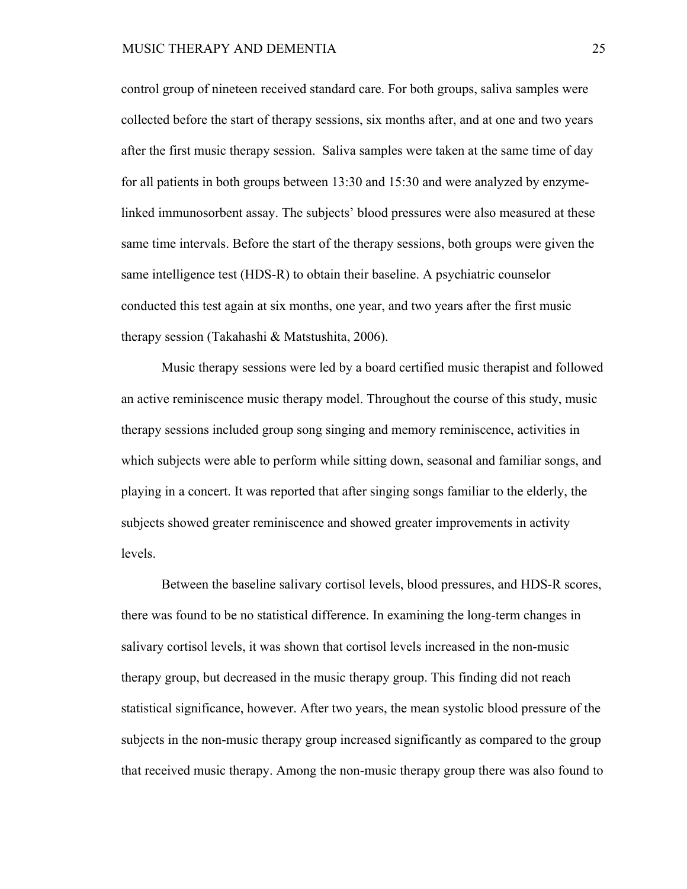control group of nineteen received standard care. For both groups, saliva samples were collected before the start of therapy sessions, six months after, and at one and two years after the first music therapy session.  Saliva samples were taken at the same time of day for all patients in both groups between 13:30 and 15:30 and were analyzed by enzyme-linked immunosorbent assay. The subjects' blood pressures were also measured at these same time intervals. Before the start of the therapy sessions, both groups were given the same intelligence test (HDS-R) to obtain their baseline. A psychiatric counselor conducted this test again at six months, one year, and two years after the first music therapy session (Takahashi & Matstushita, 2006).

Music therapy sessions were led by a board certified music therapist and followed an active reminiscence music therapy model. Throughout the course of this study, music therapy sessions included group song singing and memory reminiscence, activities in which subjects were able to perform while sitting down, seasonal and familiar songs, and playing in a concert. It was reported that after singing songs familiar to the elderly, the subjects showed greater reminiscence and showed greater improvements in activity levels.

Between the baseline salivary cortisol levels, blood pressures, and HDS-R scores, there was found to be no statistical difference. In examining the long-term changes in salivary cortisol levels, it was shown that cortisol levels increased in the non-music therapy group, but decreased in the music therapy group. This finding did not reach statistical significance, however. After two years, the mean systolic blood pressure of the subjects in the non-music therapy group increased significantly as compared to the group that received music therapy. Among the non-music therapy group there was also found to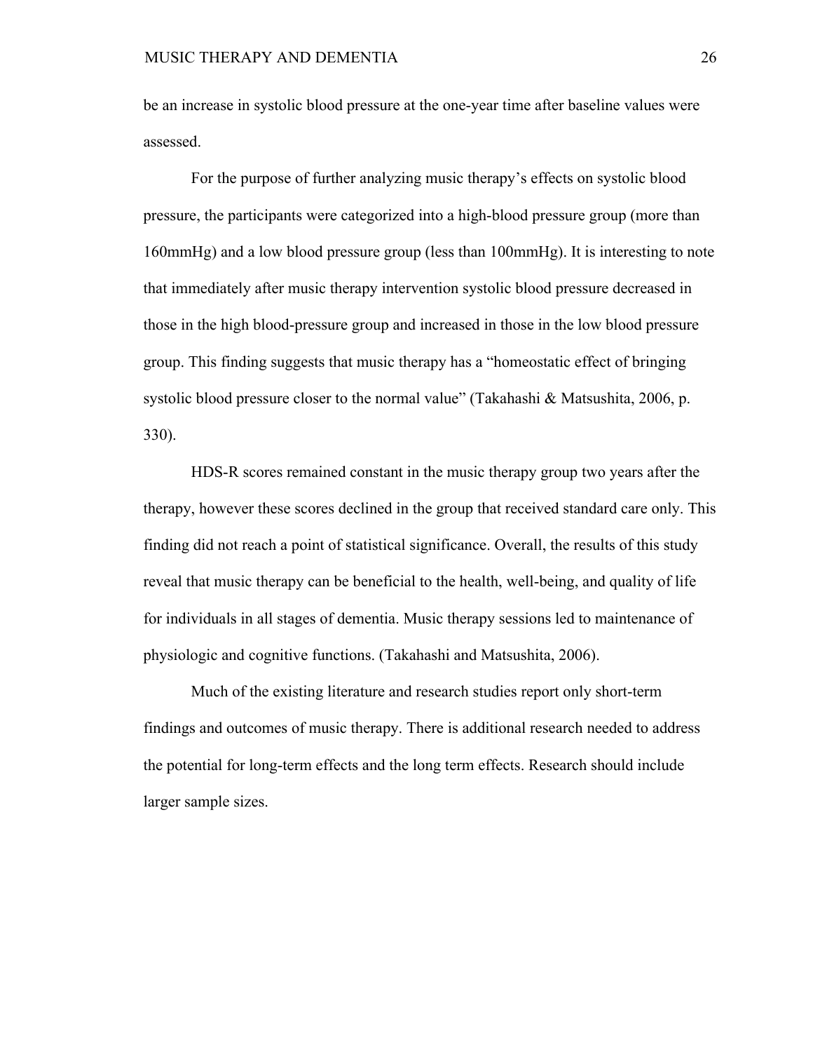be an increase in systolic blood pressure at the one-year time after baseline values were assessed.

For the purpose of further analyzing music therapy's effects on systolic blood pressure, the participants were categorized into a high-blood pressure group (more than 160mmHg) and a low blood pressure group (less than 100mmHg). It is interesting to note that immediately after music therapy intervention systolic blood pressure decreased in those in the high blood-pressure group and increased in those in the low blood pressure group. This finding suggests that music therapy has a "homeostatic effect of bringing systolic blood pressure closer to the normal value" (Takahashi & Matsushita, 2006, p. 330).

HDS-R scores remained constant in the music therapy group two years after the therapy, however these scores declined in the group that received standard care only. This finding did not reach a point of statistical significance. Overall, the results of this study reveal that music therapy can be beneficial to the health, well-being, and quality of life for individuals in all stages of dementia. Music therapy sessions led to maintenance of physiologic and cognitive functions. (Takahashi and Matsushita, 2006).

Much of the existing literature and research studies report only short-term findings and outcomes of music therapy. There is additional research needed to address the potential for long-term effects and the long term effects. Research should include larger sample sizes.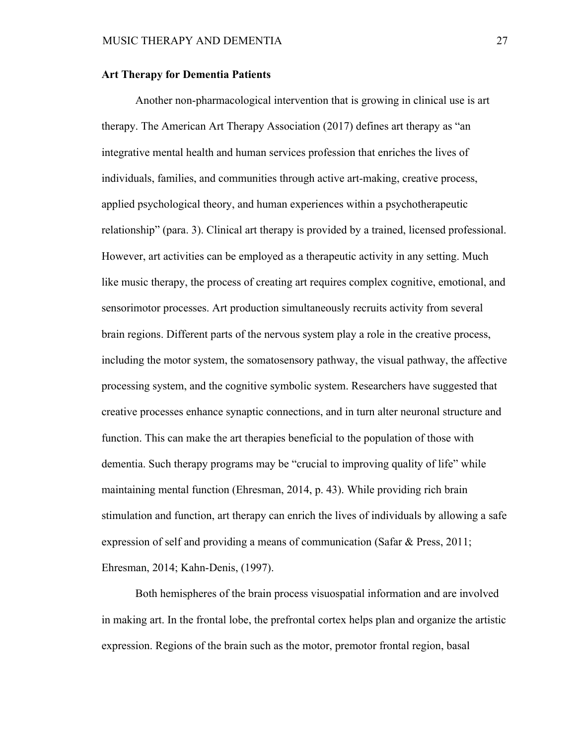## Art Therapy for Dementia Patients

Another non-pharmacological intervention that is growing in clinical use is art therapy. The American Art Therapy Association (2017) defines art therapy as "an integrative mental health and human services profession that enriches the lives of individuals, families, and communities through active art-making, creative process, applied psychological theory, and human experiences within a psychotherapeutic relationship" (para. 3). Clinical art therapy is provided by a trained, licensed professional. However, art activities can be employed as a therapeutic activity in any setting. Much like music therapy, the process of creating art requires complex cognitive, emotional, and sensorimotor processes. Art production simultaneously recruits activity from several brain regions. Different parts of the nervous system play a role in the creative process, including the motor system, the somatosensory pathway, the visual pathway, the affective processing system, and the cognitive symbolic system. Researchers have suggested that creative processes enhance synaptic connections, and in turn alter neuronal structure and function. This can make the art therapies beneficial to the population of those with dementia. Such therapy programs may be "crucial to improving quality of life" while maintaining mental function (Ehresman, 2014, p. 43). While providing rich brain stimulation and function, art therapy can enrich the lives of individuals by allowing a safe expression of self and providing a means of communication (Safar & Press, 2011; Ehresman, 2014; Kahn-Denis, (1997).

Both hemispheres of the brain process visuospatial information and are involved in making art. In the frontal lobe, the prefrontal cortex helps plan and organize the artistic expression. Regions of the brain such as the motor, premotor frontal region, basal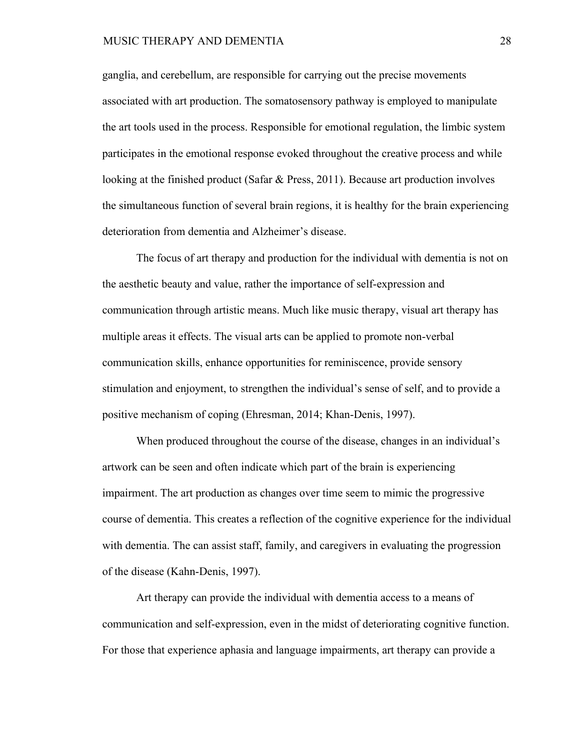ganglia, and cerebellum, are responsible for carrying out the precise movements associated with art production. The somatosensory pathway is employed to manipulate the art tools used in the process. Responsible for emotional regulation, the limbic system participates in the emotional response evoked throughout the creative process and while looking at the finished product (Safar & Press, 2011). Because art production involves the simultaneous function of several brain regions, it is healthy for the brain experiencing deterioration from dementia and Alzheimer's disease.

The focus of art therapy and production for the individual with dementia is not on the aesthetic beauty and value, rather the importance of self-expression and communication through artistic means. Much like music therapy, visual art therapy has multiple areas it effects. The visual arts can be applied to promote non-verbal communication skills, enhance opportunities for reminiscence, provide sensory stimulation and enjoyment, to strengthen the individual's sense of self, and to provide a positive mechanism of coping (Ehresman, 2014; Khan-Denis, 1997).

When produced throughout the course of the disease, changes in an individual's artwork can be seen and often indicate which part of the brain is experiencing impairment. The art production as changes over time seem to mimic the progressive course of dementia. This creates a reflection of the cognitive experience for the individual with dementia. The can assist staff, family, and caregivers in evaluating the progression of the disease (Kahn-Denis, 1997).

Art therapy can provide the individual with dementia access to a means of communication and self-expression, even in the midst of deteriorating cognitive function. For those that experience aphasia and language impairments, art therapy can provide a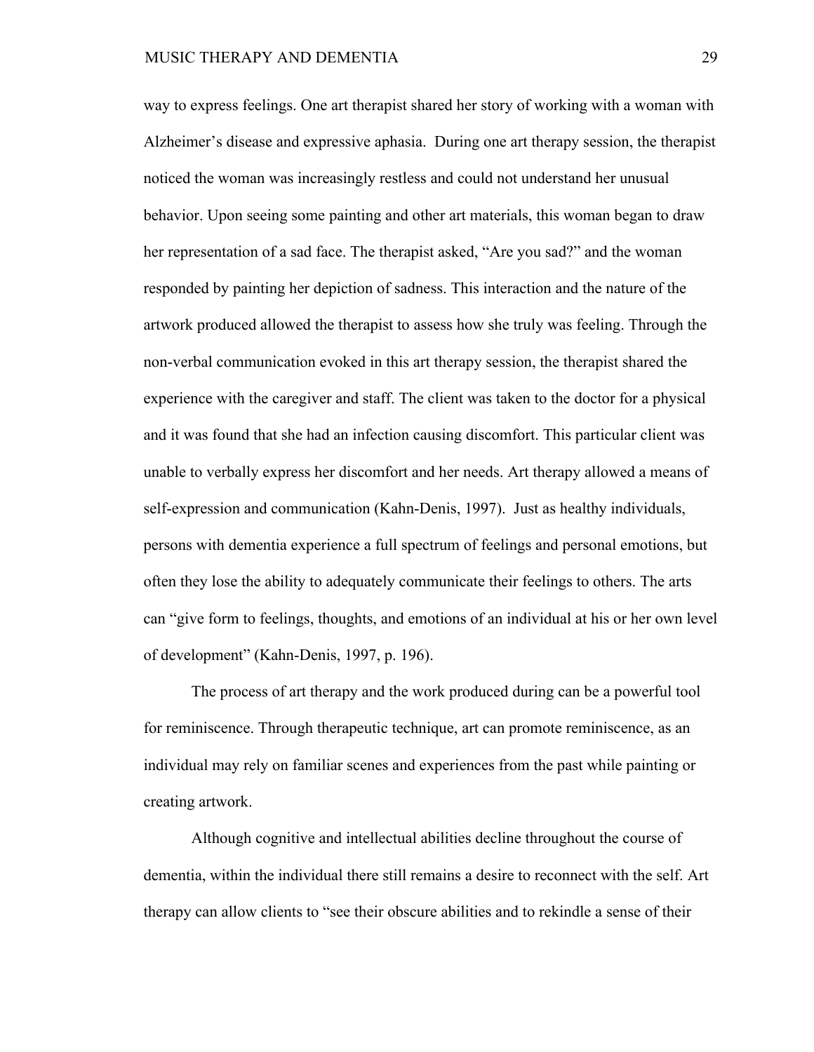way to express feelings. One art therapist shared her story of working with a woman with Alzheimer's disease and expressive aphasia. During one art therapy session, the therapist noticed the woman was increasingly restless and could not understand her unusual behavior. Upon seeing some painting and other art materials, this woman began to draw her representation of a sad face. The therapist asked, "Are you sad?" and the woman responded by painting her depiction of sadness. This interaction and the nature of the artwork produced allowed the therapist to assess how she truly was feeling. Through the non-verbal communication evoked in this art therapy session, the therapist shared the experience with the caregiver and staff. The client was taken to the doctor for a physical and it was found that she had an infection causing discomfort. This particular client was unable to verbally express her discomfort and her needs. Art therapy allowed a means of self-expression and communication (Kahn-Denis, 1997). Just as healthy individuals, persons with dementia experience a full spectrum of feelings and personal emotions, but often they lose the ability to adequately communicate their feelings to others. The arts can "give form to feelings, thoughts, and emotions of an individual at his or her own level of development" (Kahn-Denis, 1997, p. 196).

The process of art therapy and the work produced during can be a powerful tool for reminiscence. Through therapeutic technique, art can promote reminiscence, as an individual may rely on familiar scenes and experiences from the past while painting or creating artwork.

Although cognitive and intellectual abilities decline throughout the course of dementia, within the individual there still remains a desire to reconnect with the self. Art therapy can allow clients to "see their obscure abilities and to rekindle a sense of their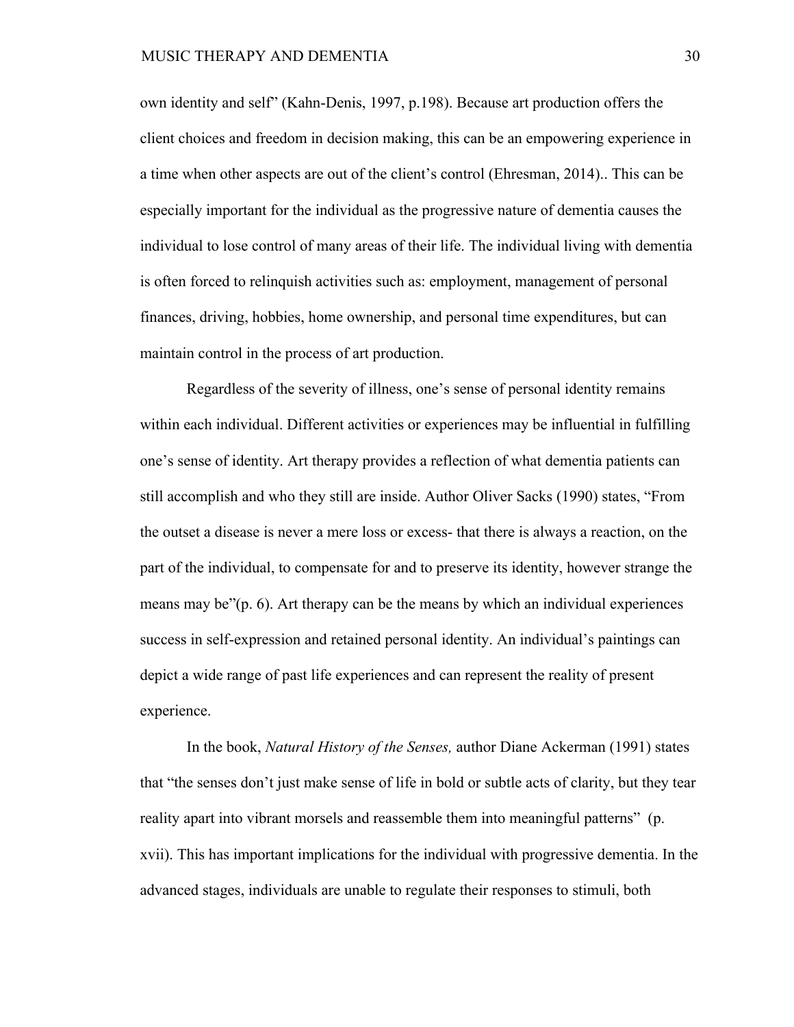own identity and self" (Kahn-Denis, 1997, p.198). Because art production offers the client choices and freedom in decision making, this can be an empowering experience in a time when other aspects are out of the client's control (Ehresman, 2014).. This can be especially important for the individual as the progressive nature of dementia causes the individual to lose control of many areas of their life. The individual living with dementia is often forced to relinquish activities such as: employment, management of personal finances, driving, hobbies, home ownership, and personal time expenditures, but can maintain control in the process of art production.

Regardless of the severity of illness, one's sense of personal identity remains within each individual. Different activities or experiences may be influential in fulfilling one's sense of identity. Art therapy provides a reflection of what dementia patients can still accomplish and who they still are inside. Author Oliver Sacks (1990) states, "From the outset a disease is never a mere loss or excess- that there is always a reaction, on the part of the individual, to compensate for and to preserve its identity, however strange the means may be"(p. 6). Art therapy can be the means by which an individual experiences success in self-expression and retained personal identity. An individual's paintings can depict a wide range of past life experiences and can represent the reality of present experience.

In the book, *Natural History of the Senses,* author Diane Ackerman (1991) states that "the senses don't just make sense of life in bold or subtle acts of clarity, but they tear reality apart into vibrant morsels and reassemble them into meaningful patterns" (p. xvii). This has important implications for the individual with progressive dementia. In the advanced stages, individuals are unable to regulate their responses to stimuli, both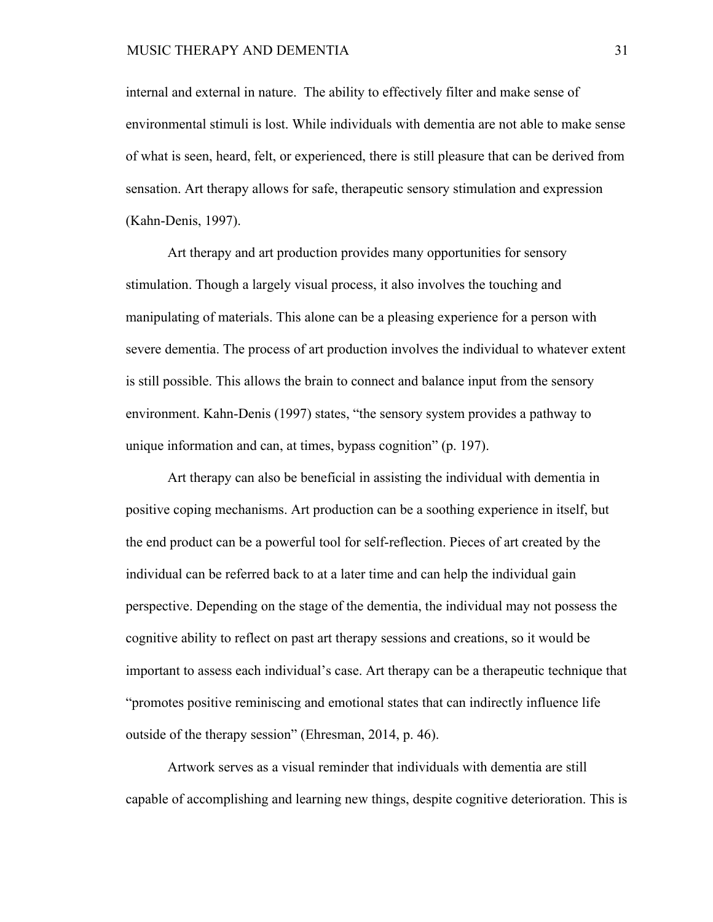internal and external in nature.  The ability to effectively filter and make sense of environmental stimuli is lost. While individuals with dementia are not able to make sense of what is seen, heard, felt, or experienced, there is still pleasure that can be derived from sensation. Art therapy allows for safe, therapeutic sensory stimulation and expression (Kahn-Denis, 1997).

Art therapy and art production provides many opportunities for sensory stimulation. Though a largely visual process, it also involves the touching and manipulating of materials. This alone can be a pleasing experience for a person with severe dementia. The process of art production involves the individual to whatever extent is still possible. This allows the brain to connect and balance input from the sensory environment. Kahn-Denis (1997) states, “the sensory system provides a pathway to unique information and can, at times, bypass cognition” (p. 197).

Art therapy can also be beneficial in assisting the individual with dementia in positive coping mechanisms. Art production can be a soothing experience in itself, but the end product can be a powerful tool for self-reflection. Pieces of art created by the individual can be referred back to at a later time and can help the individual gain perspective. Depending on the stage of the dementia, the individual may not possess the cognitive ability to reflect on past art therapy sessions and creations, so it would be important to assess each individual’s case. Art therapy can be a therapeutic technique that “promotes positive reminiscing and emotional states that can indirectly influence life outside of the therapy session” (Ehresman, 2014, p. 46).

Artwork serves as a visual reminder that individuals with dementia are still capable of accomplishing and learning new things, despite cognitive deterioration. This is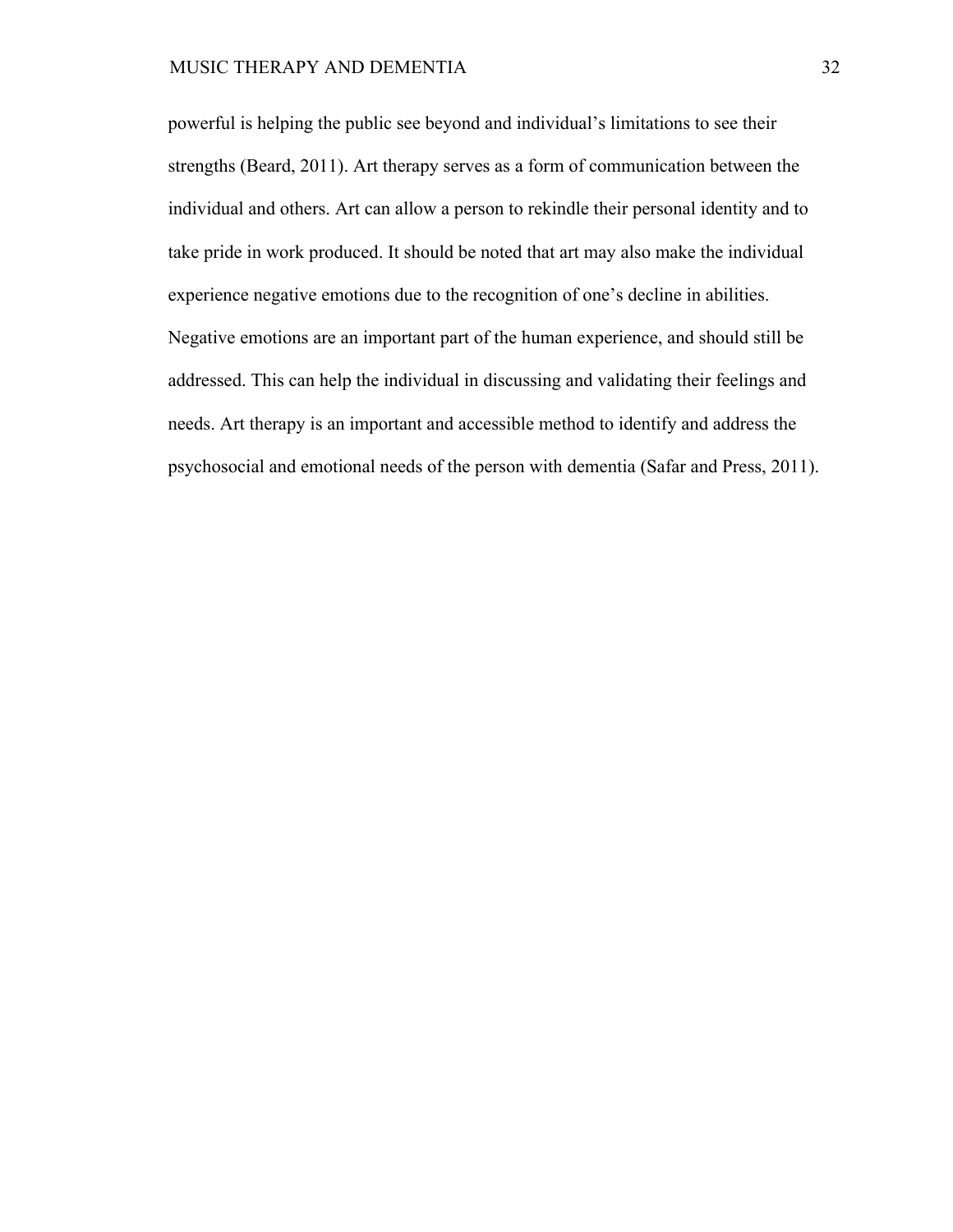powerful is helping the public see beyond and individual’s limitations to see their strengths (Beard, 2011). Art therapy serves as a form of communication between the individual and others. Art can allow a person to rekindle their personal identity and to take pride in work produced. It should be noted that art may also make the individual experience negative emotions due to the recognition of one’s decline in abilities. Negative emotions are an important part of the human experience, and should still be addressed. This can help the individual in discussing and validating their feelings and needs. Art therapy is an important and accessible method to identify and address the psychosocial and emotional needs of the person with dementia (Safar and Press, 2011).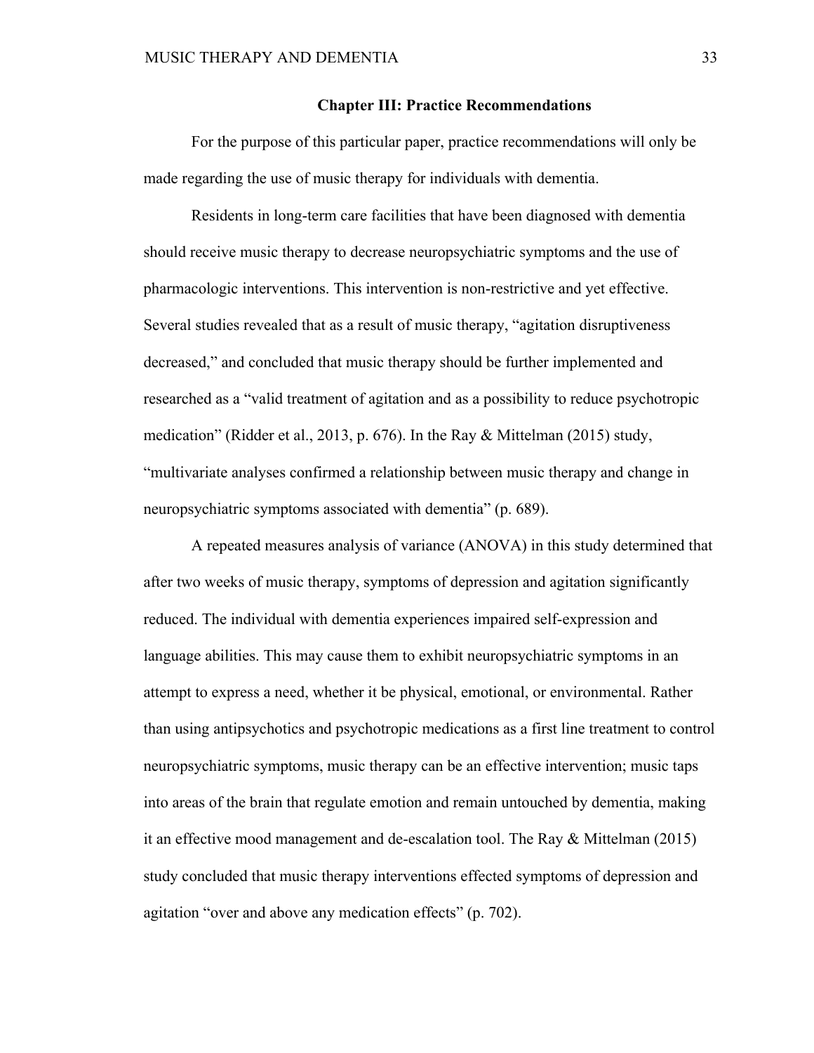## Chapter III: Practice Recommendations

For the purpose of this particular paper, practice recommendations will only be made regarding the use of music therapy for individuals with dementia.

Residents in long-term care facilities that have been diagnosed with dementia should receive music therapy to decrease neuropsychiatric symptoms and the use of pharmacologic interventions. This intervention is non-restrictive and yet effective. Several studies revealed that as a result of music therapy, “agitation disruptiveness decreased,” and concluded that music therapy should be further implemented and researched as a “valid treatment of agitation and as a possibility to reduce psychotropic medication” (Ridder et al., 2013, p. 676). In the Ray & Mittelman (2015) study, “multivariate analyses confirmed a relationship between music therapy and change in neuropsychiatric symptoms associated with dementia” (p. 689).

A repeated measures analysis of variance (ANOVA) in this study determined that after two weeks of music therapy, symptoms of depression and agitation significantly reduced. The individual with dementia experiences impaired self-expression and language abilities. This may cause them to exhibit neuropsychiatric symptoms in an attempt to express a need, whether it be physical, emotional, or environmental. Rather than using antipsychotics and psychotropic medications as a first line treatment to control neuropsychiatric symptoms, music therapy can be an effective intervention; music taps into areas of the brain that regulate emotion and remain untouched by dementia, making it an effective mood management and de-escalation tool. The Ray & Mittelman (2015) study concluded that music therapy interventions effected symptoms of depression and agitation “over and above any medication effects” (p. 702).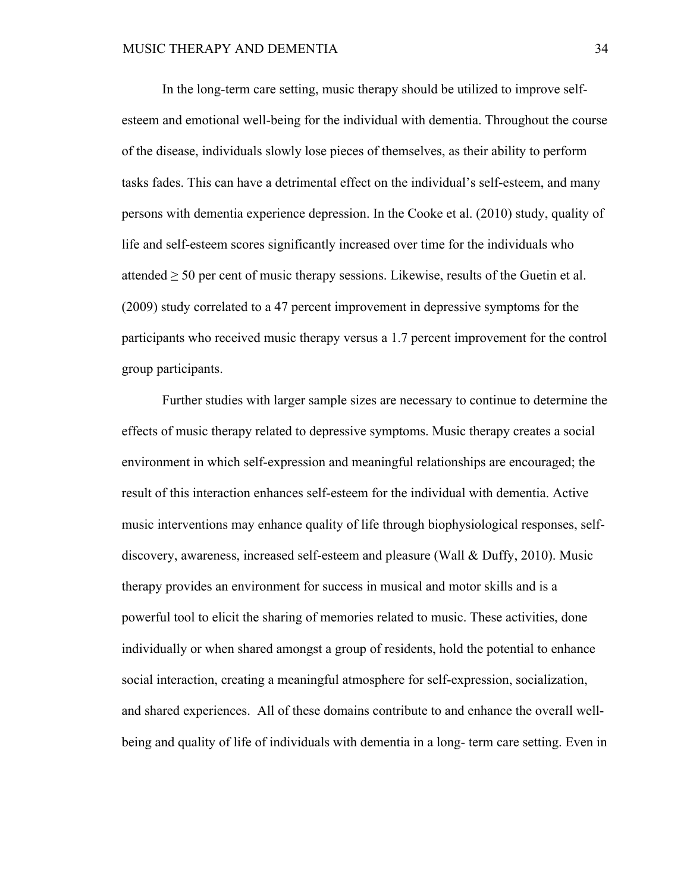In the long-term care setting, music therapy should be utilized to improve self-esteem and emotional well-being for the individual with dementia. Throughout the course of the disease, individuals slowly lose pieces of themselves, as their ability to perform tasks fades. This can have a detrimental effect on the individual's self-esteem, and many persons with dementia experience depression. In the Cooke et al. (2010) study, quality of life and self-esteem scores significantly increased over time for the individuals who attended ≥ 50 per cent of music therapy sessions. Likewise, results of the Guetin et al. (2009) study correlated to a 47 percent improvement in depressive symptoms for the participants who received music therapy versus a 1.7 percent improvement for the control group participants.

Further studies with larger sample sizes are necessary to continue to determine the effects of music therapy related to depressive symptoms. Music therapy creates a social environment in which self-expression and meaningful relationships are encouraged; the result of this interaction enhances self-esteem for the individual with dementia. Active music interventions may enhance quality of life through biophysiological responses, self-discovery, awareness, increased self-esteem and pleasure (Wall & Duffy, 2010). Music therapy provides an environment for success in musical and motor skills and is a powerful tool to elicit the sharing of memories related to music. These activities, done individually or when shared amongst a group of residents, hold the potential to enhance social interaction, creating a meaningful atmosphere for self-expression, socialization, and shared experiences. All of these domains contribute to and enhance the overall well-being and quality of life of individuals with dementia in a long- term care setting. Even in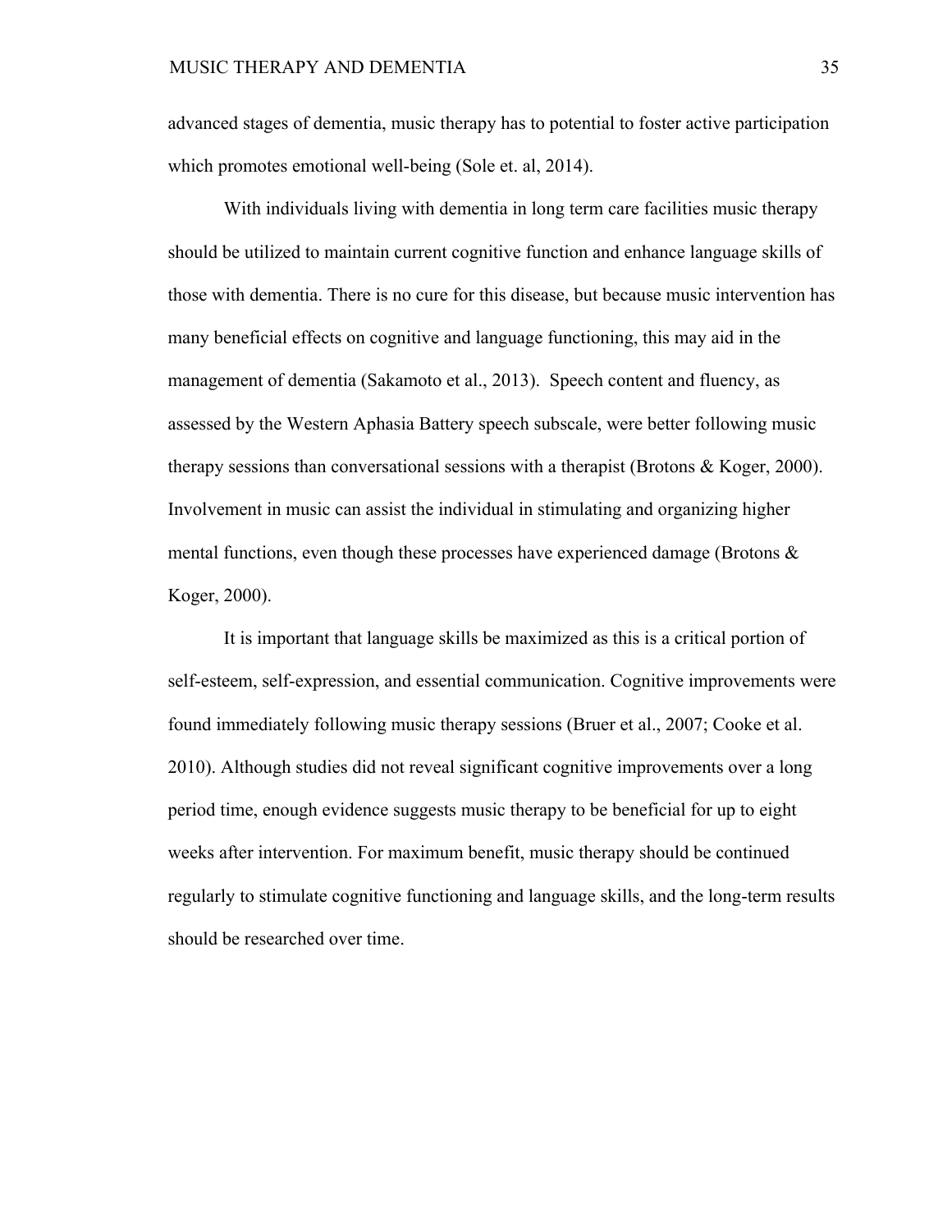advanced stages of dementia, music therapy has to potential to foster active participation which promotes emotional well-being (Sole et. al, 2014).

With individuals living with dementia in long term care facilities music therapy should be utilized to maintain current cognitive function and enhance language skills of those with dementia. There is no cure for this disease, but because music intervention has many beneficial effects on cognitive and language functioning, this may aid in the management of dementia (Sakamoto et al., 2013). Speech content and fluency, as assessed by the Western Aphasia Battery speech subscale, were better following music therapy sessions than conversational sessions with a therapist (Brotons & Koger, 2000). Involvement in music can assist the individual in stimulating and organizing higher mental functions, even though these processes have experienced damage (Brotons & Koger, 2000).

It is important that language skills be maximized as this is a critical portion of self-esteem, self-expression, and essential communication. Cognitive improvements were found immediately following music therapy sessions (Bruer et al., 2007; Cooke et al. 2010). Although studies did not reveal significant cognitive improvements over a long period time, enough evidence suggests music therapy to be beneficial for up to eight weeks after intervention. For maximum benefit, music therapy should be continued regularly to stimulate cognitive functioning and language skills, and the long-term results should be researched over time.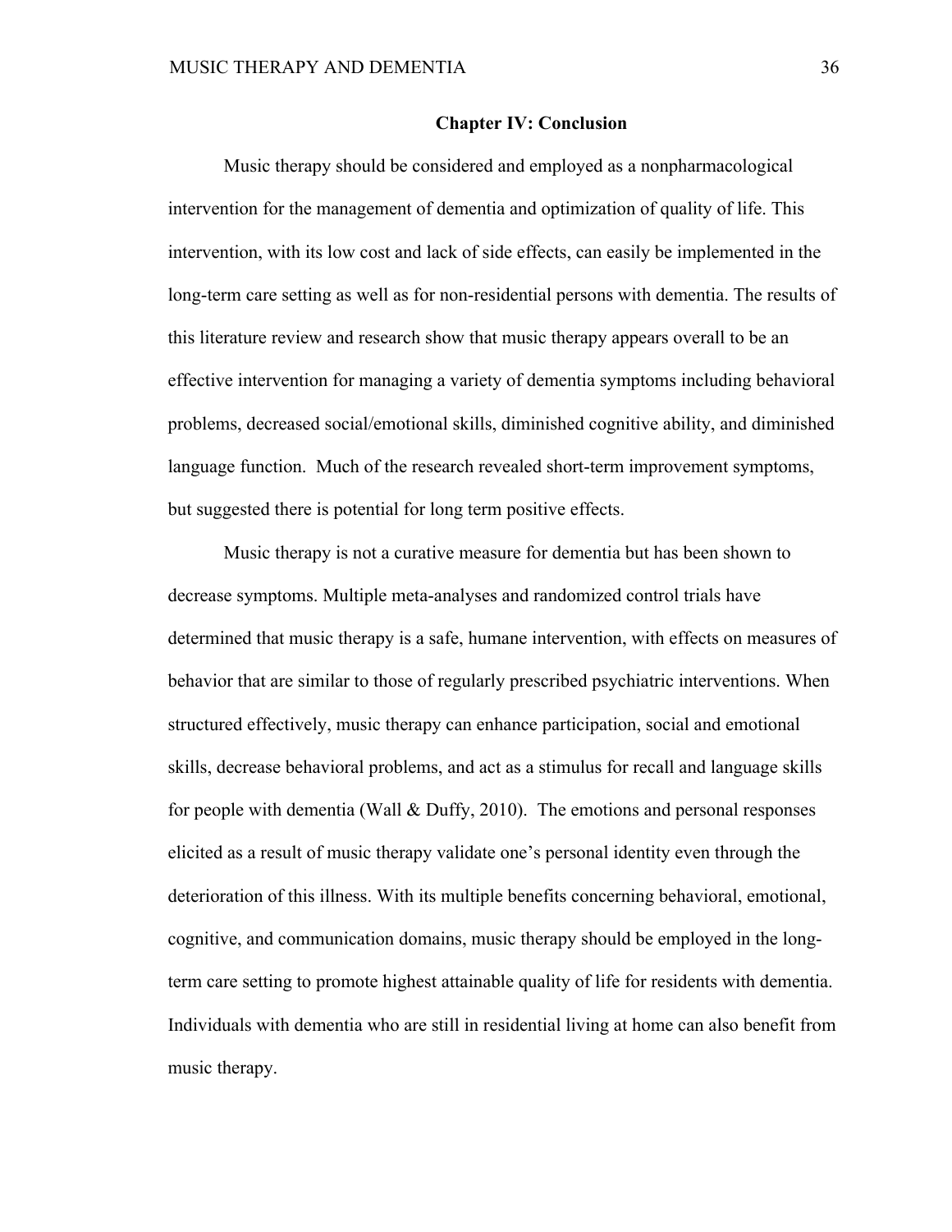## Chapter IV: Conclusion

Music therapy should be considered and employed as a nonpharmacological intervention for the management of dementia and optimization of quality of life. This intervention, with its low cost and lack of side effects, can easily be implemented in the long-term care setting as well as for non-residential persons with dementia. The results of this literature review and research show that music therapy appears overall to be an effective intervention for managing a variety of dementia symptoms including behavioral problems, decreased social/emotional skills, diminished cognitive ability, and diminished language function. Much of the research revealed short-term improvement symptoms, but suggested there is potential for long term positive effects.

Music therapy is not a curative measure for dementia but has been shown to decrease symptoms. Multiple meta-analyses and randomized control trials have determined that music therapy is a safe, humane intervention, with effects on measures of behavior that are similar to those of regularly prescribed psychiatric interventions. When structured effectively, music therapy can enhance participation, social and emotional skills, decrease behavioral problems, and act as a stimulus for recall and language skills for people with dementia (Wall & Duffy, 2010). The emotions and personal responses elicited as a result of music therapy validate one's personal identity even through the deterioration of this illness. With its multiple benefits concerning behavioral, emotional, cognitive, and communication domains, music therapy should be employed in the long-term care setting to promote highest attainable quality of life for residents with dementia. Individuals with dementia who are still in residential living at home can also benefit from music therapy.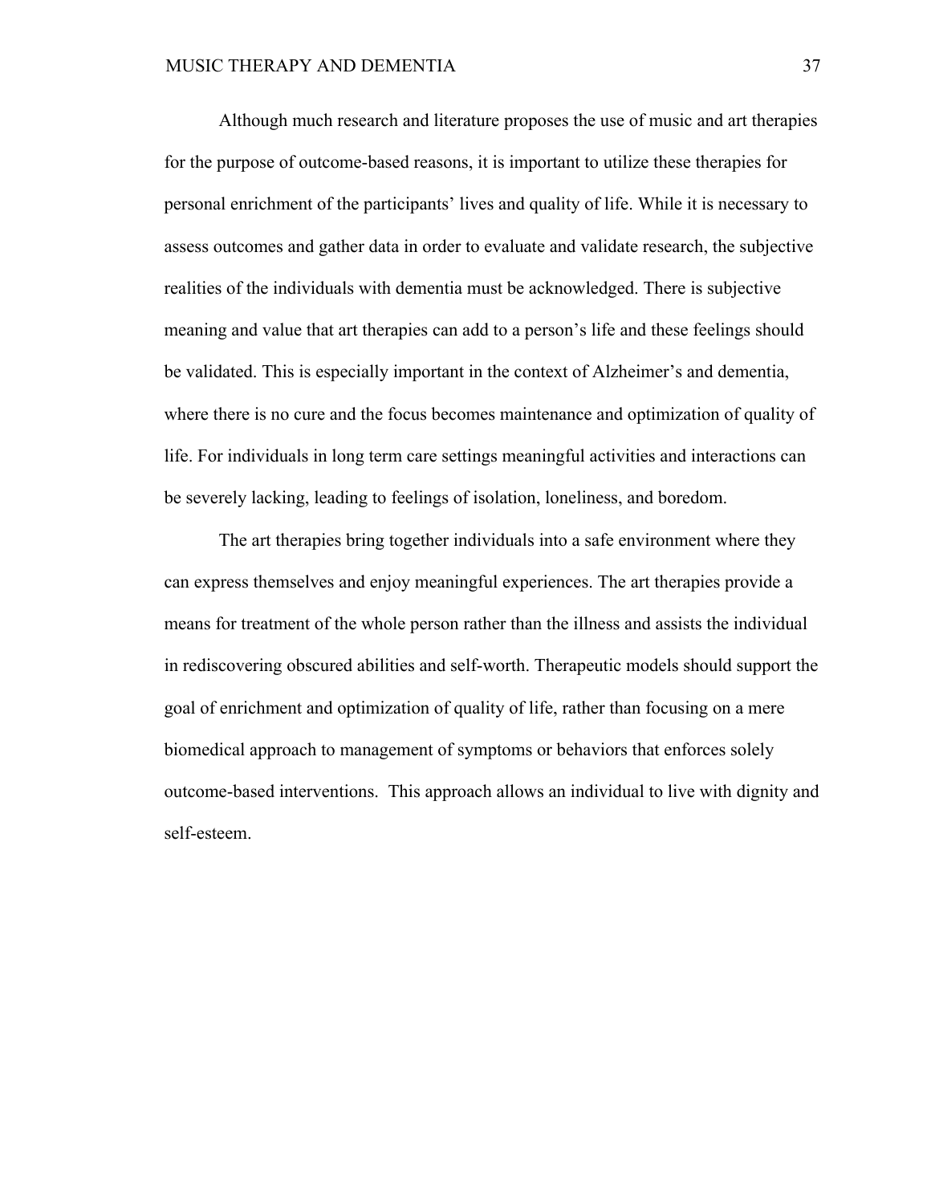Although much research and literature proposes the use of music and art therapies for the purpose of outcome-based reasons, it is important to utilize these therapies for personal enrichment of the participants' lives and quality of life. While it is necessary to assess outcomes and gather data in order to evaluate and validate research, the subjective realities of the individuals with dementia must be acknowledged. There is subjective meaning and value that art therapies can add to a person's life and these feelings should be validated. This is especially important in the context of Alzheimer's and dementia, where there is no cure and the focus becomes maintenance and optimization of quality of life. For individuals in long term care settings meaningful activities and interactions can be severely lacking, leading to feelings of isolation, loneliness, and boredom.

The art therapies bring together individuals into a safe environment where they can express themselves and enjoy meaningful experiences. The art therapies provide a means for treatment of the whole person rather than the illness and assists the individual in rediscovering obscured abilities and self-worth. Therapeutic models should support the goal of enrichment and optimization of quality of life, rather than focusing on a mere biomedical approach to management of symptoms or behaviors that enforces solely outcome-based interventions. This approach allows an individual to live with dignity and self-esteem.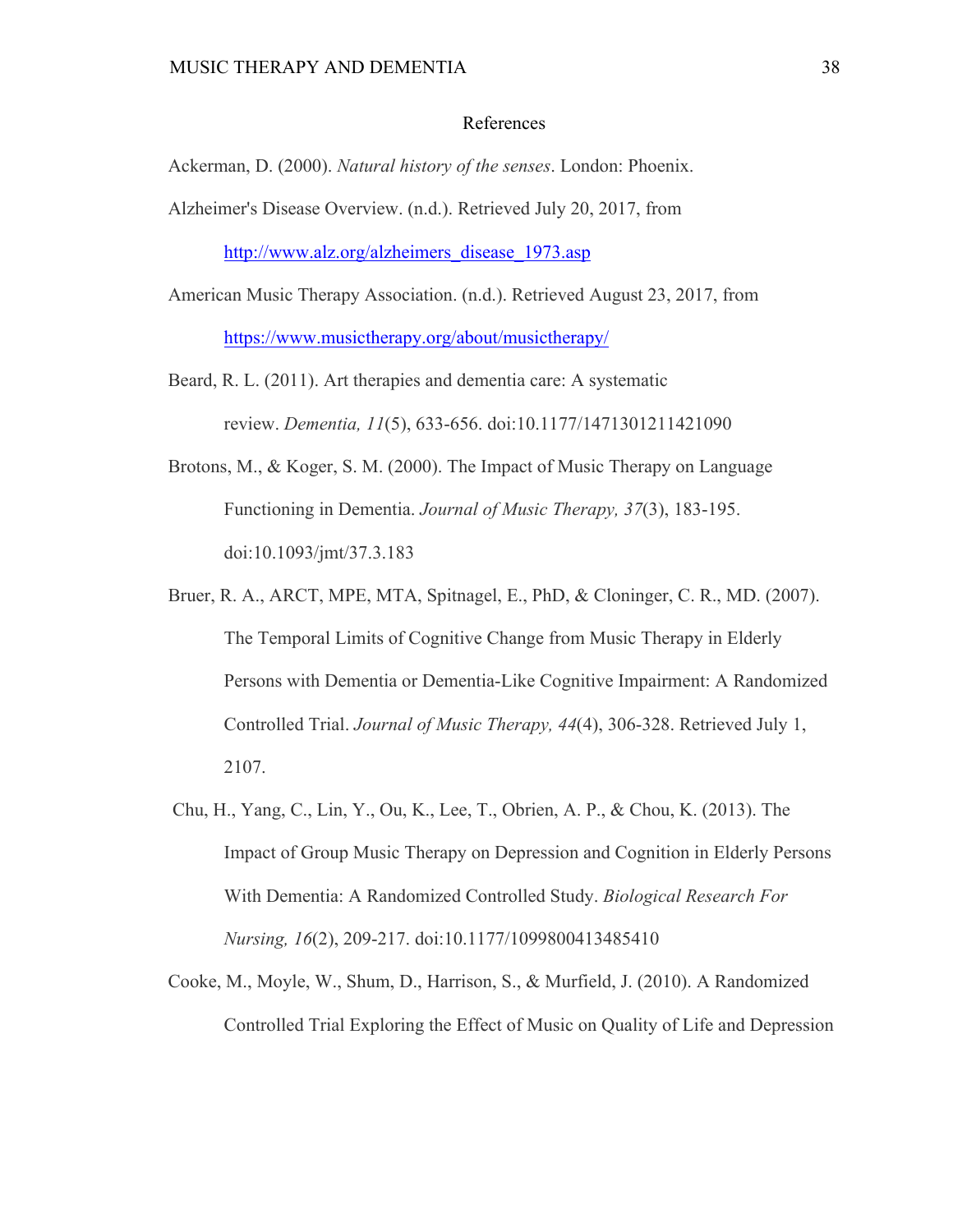# References

Ackerman, D. (2000). *Natural history of the senses*. London: Phoenix.

Alzheimer's Disease Overview. (n.d.). Retrieved July 20, 2017, from http://www.alz.org/alzheimers_disease_1973.asp

American Music Therapy Association. (n.d.). Retrieved August 23, 2017, from https://www.musictherapy.org/about/musictherapy/

Beard, R. L. (2011). Art therapies and dementia care: A systematic review. *Dementia, 11*(5), 633-656. doi:10.1177/1471301211421090

Brotons, M., & Koger, S. M. (2000). The Impact of Music Therapy on Language Functioning in Dementia. *Journal of Music Therapy, 37*(3), 183-195. doi:10.1093/jmt/37.3.183

Bruer, R. A., ARCT, MPE, MTA, Spitnagel, E., PhD, & Cloninger, C. R., MD. (2007). The Temporal Limits of Cognitive Change from Music Therapy in Elderly Persons with Dementia or Dementia-Like Cognitive Impairment: A Randomized Controlled Trial. *Journal of Music Therapy, 44*(4), 306-328. Retrieved July 1, 2107.

Chu, H., Yang, C., Lin, Y., Ou, K., Lee, T., Obrien, A. P., & Chou, K. (2013). The Impact of Group Music Therapy on Depression and Cognition in Elderly Persons With Dementia: A Randomized Controlled Study. *Biological Research For Nursing, 16*(2), 209-217. doi:10.1177/1099800413485410

Cooke, M., Moyle, W., Shum, D., Harrison, S., & Murfield, J. (2010). A Randomized Controlled Trial Exploring the Effect of Music on Quality of Life and Depression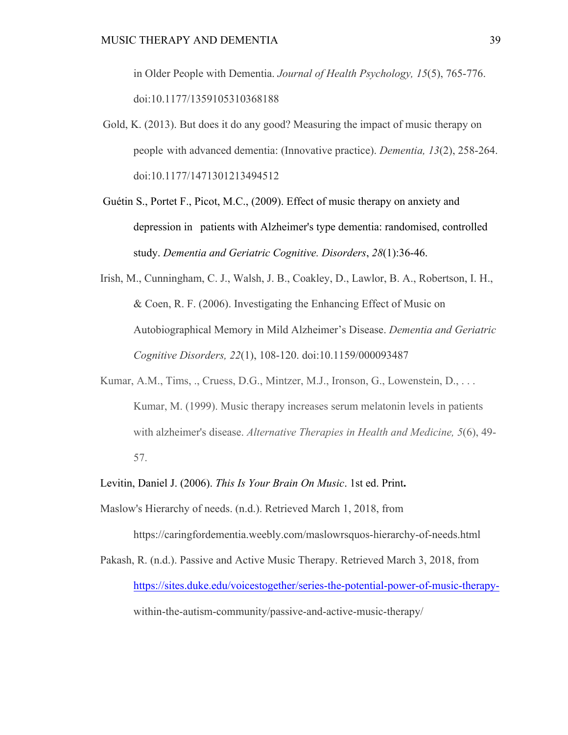in Older People with Dementia. *Journal of Health Psychology, 15*(5), 765-776. doi:10.1177/1359105310368188

Gold, K. (2013). But does it do any good? Measuring the impact of music therapy on people with advanced dementia: (Innovative practice). *Dementia, 13*(2), 258-264. doi:10.1177/1471301213494512

Guétin S., Portet F., Picot, M.C., (2009). Effect of music therapy on anxiety and depression in patients with Alzheimer's type dementia: randomised, controlled study. *Dementia and Geriatric Cognitive. Disorders*, *28*(1):36-46.

Irish, M., Cunningham, C. J., Walsh, J. B., Coakley, D., Lawlor, B. A., Robertson, I. H., & Coen, R. F. (2006). Investigating the Enhancing Effect of Music on Autobiographical Memory in Mild Alzheimer's Disease. *Dementia and Geriatric Cognitive Disorders, 22*(1), 108-120. doi:10.1159/000093487

Kumar, A.M., Tims, ., Cruess, D.G., Mintzer, M.J., Ironson, G., Lowenstein, D., . . . Kumar, M. (1999). Music therapy increases serum melatonin levels in patients with alzheimer's disease. *Alternative Therapies in Health and Medicine, 5*(6), 49-57.

Levitin, Daniel J. (2006). *This Is Your Brain On Music*. 1st ed. Print**.**

Maslow's Hierarchy of needs. (n.d.). Retrieved March 1, 2018, from https://caringfordementia.weebly.com/maslowrsquos-hierarchy-of-needs.html

Pakash, R. (n.d.). Passive and Active Music Therapy. Retrieved March 3, 2018, from https://sites.duke.edu/voicestogether/series-the-potential-power-of-music-therapy-within-the-autism-community/passive-and-active-music-therapy/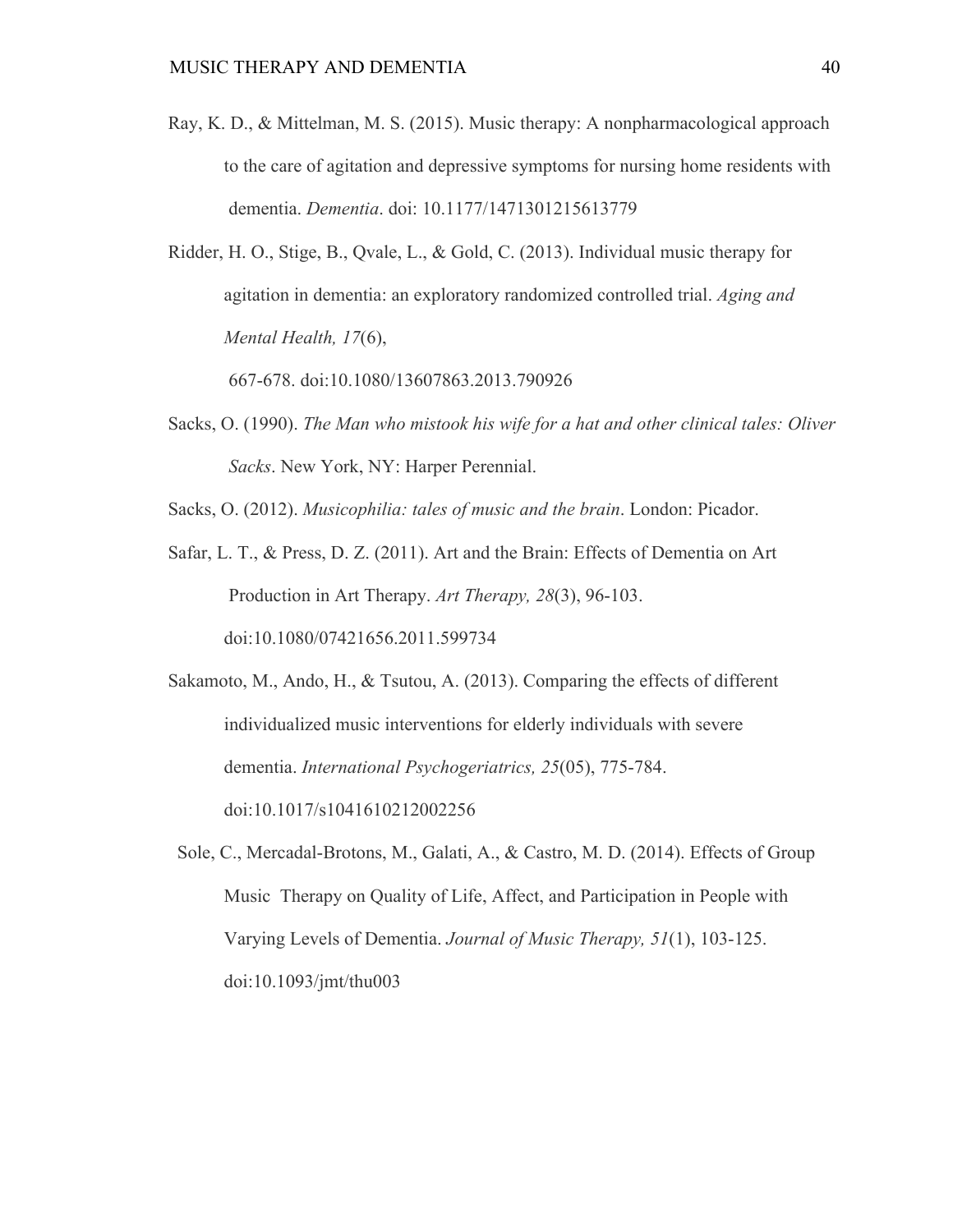Ray, K. D., & Mittelman, M. S. (2015). Music therapy: A nonpharmacological approach to the care of agitation and depressive symptoms for nursing home residents with dementia. *Dementia*. doi: 10.1177/1471301215613779

Ridder, H. O., Stige, B., Qvale, L., & Gold, C. (2013). Individual music therapy for agitation in dementia: an exploratory randomized controlled trial. *Aging and Mental Health, 17*(6), 667-678. doi:10.1080/13607863.2013.790926

Sacks, O. (1990). *The Man who mistook his wife for a hat and other clinical tales: Oliver Sacks*. New York, NY: Harper Perennial.

Sacks, O. (2012). *Musicophilia: tales of music and the brain*. London: Picador.

Safar, L. T., & Press, D. Z. (2011). Art and the Brain: Effects of Dementia on Art Production in Art Therapy. *Art Therapy, 28*(3), 96-103. doi:10.1080/07421656.2011.599734

Sakamoto, M., Ando, H., & Tsutou, A. (2013). Comparing the effects of different individualized music interventions for elderly individuals with severe dementia. *International Psychogeriatrics, 25*(05), 775-784. doi:10.1017/s1041610212002256

Sole, C., Mercadal-Brotons, M., Galati, A., & Castro, M. D. (2014). Effects of Group Music Therapy on Quality of Life, Affect, and Participation in People with Varying Levels of Dementia. *Journal of Music Therapy, 51*(1), 103-125. doi:10.1093/jmt/thu003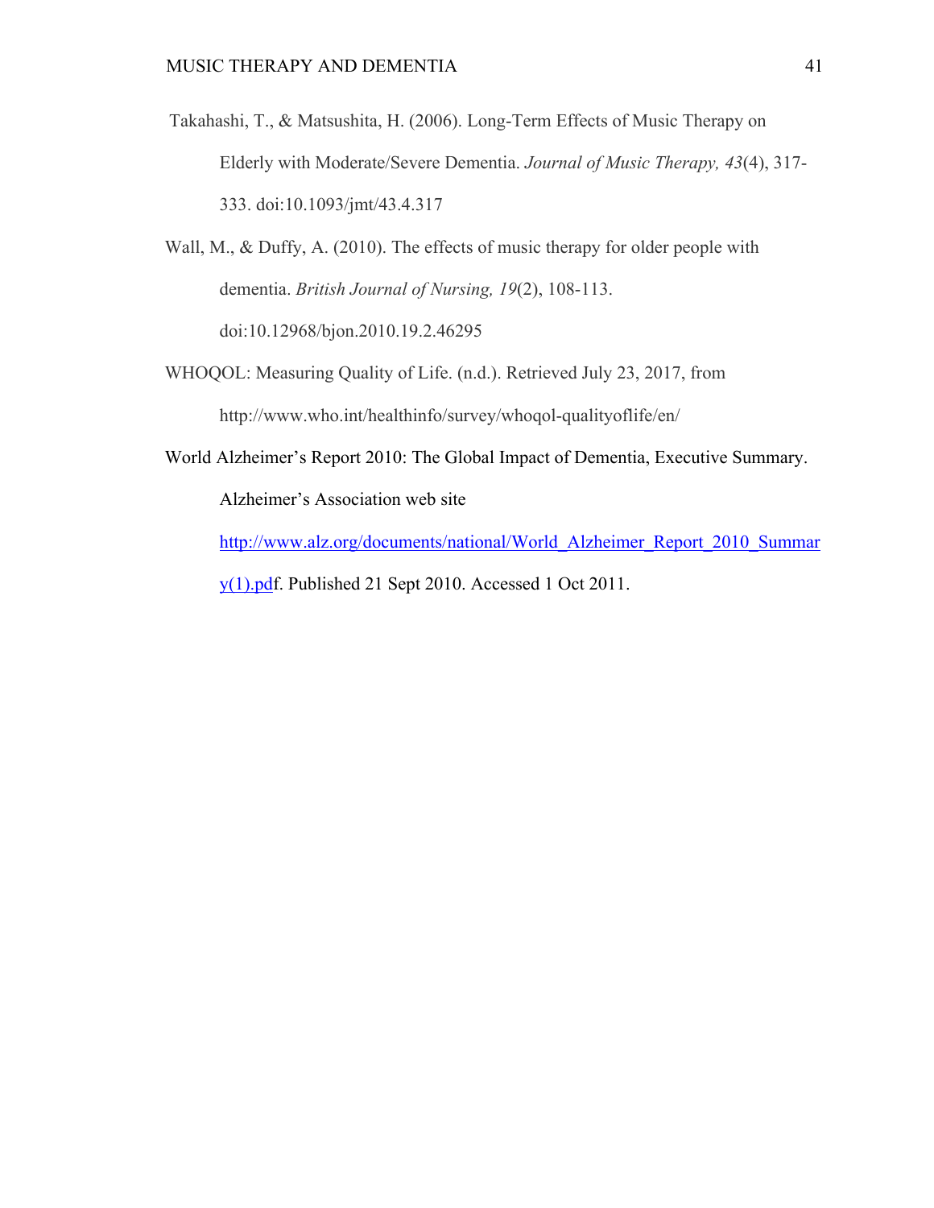Takahashi, T., & Matsushita, H. (2006). Long-Term Effects of Music Therapy on Elderly with Moderate/Severe Dementia. *Journal of Music Therapy, 43*(4), 317-333. doi:10.1093/jmt/43.4.317

Wall, M., & Duffy, A. (2010). The effects of music therapy for older people with dementia. *British Journal of Nursing, 19*(2), 108-113. doi:10.12968/bjon.2010.19.2.46295

WHOQOL: Measuring Quality of Life. (n.d.). Retrieved July 23, 2017, from http://www.who.int/healthinfo/survey/whoqol-qualityoflife/en/

World Alzheimer's Report 2010: The Global Impact of Dementia, Executive Summary. Alzheimer's Association web site http://www.alz.org/documents/national/World_Alzheimer_Report_2010_Summary(1).pdf. Published 21 Sept 2010. Accessed 1 Oct 2011.